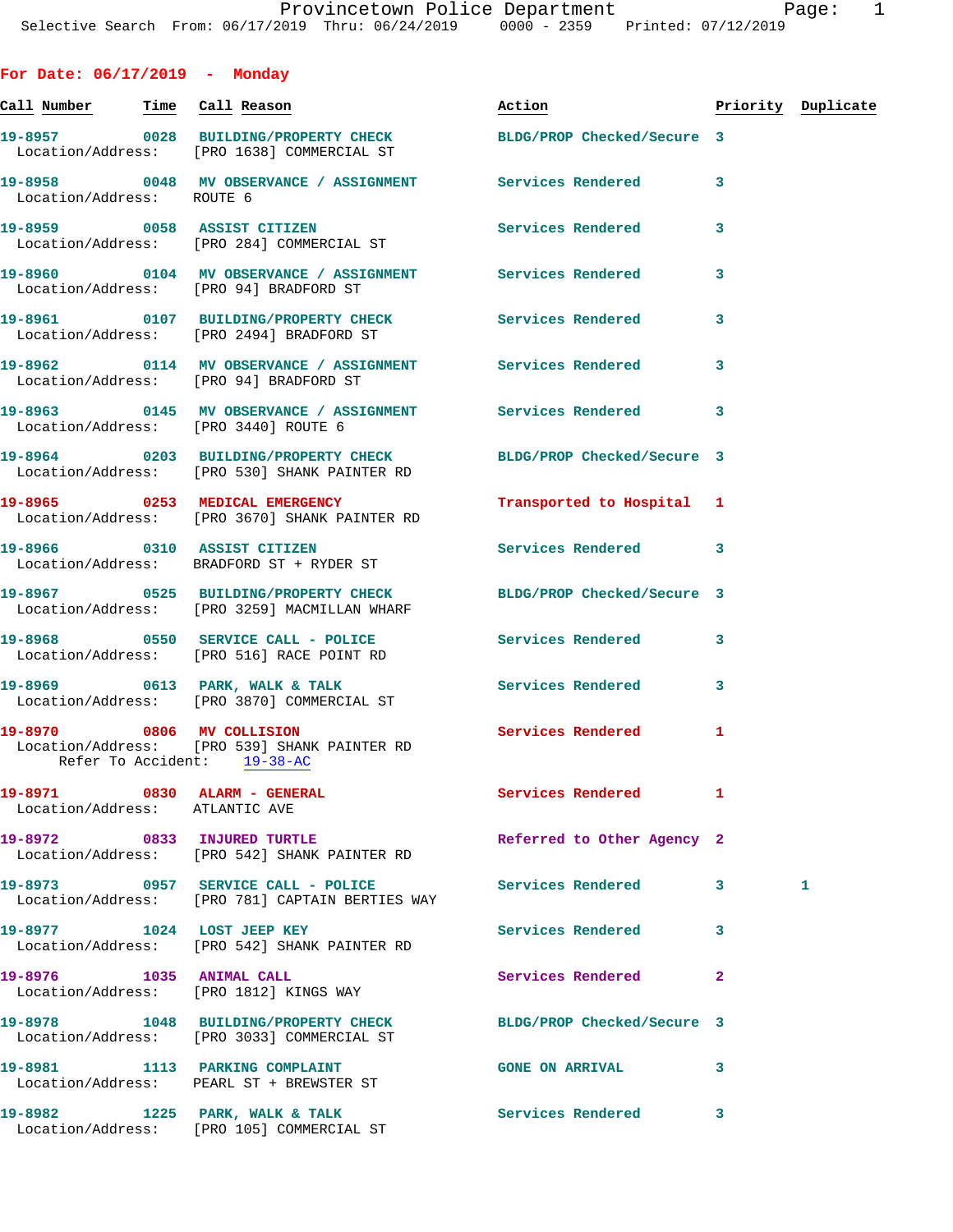## For Date: 06/17/2019 - Monday

| Call Number | Time | Call Reason | Action | Priority | Duplicate |
|---|---|---|---|---|---|
| 19-8957 | 0028 | BUILDING/PROPERTY CHECK | BLDG/PROP Checked/Secure | 3 | |
| Location/Address: | | [PRO 1638] COMMERCIAL ST | | | |
| 19-8958 | 0048 | MV OBSERVANCE / ASSIGNMENT | Services Rendered | 3 | |
| Location/Address: | | ROUTE 6 | | | |
| 19-8959 | 0058 | ASSIST CITIZEN | Services Rendered | 3 | |
| Location/Address: | | [PRO 284] COMMERCIAL ST | | | |
| 19-8960 | 0104 | MV OBSERVANCE / ASSIGNMENT | Services Rendered | 3 | |
| Location/Address: | | [PRO 94] BRADFORD ST | | | |
| 19-8961 | 0107 | BUILDING/PROPERTY CHECK | Services Rendered | 3 | |
| Location/Address: | | [PRO 2494] BRADFORD ST | | | |
| 19-8962 | 0114 | MV OBSERVANCE / ASSIGNMENT | Services Rendered | 3 | |
| Location/Address: | | [PRO 94] BRADFORD ST | | | |
| 19-8963 | 0145 | MV OBSERVANCE / ASSIGNMENT | Services Rendered | 3 | |
| Location/Address: | | [PRO 3440] ROUTE 6 | | | |
| 19-8964 | 0203 | BUILDING/PROPERTY CHECK | BLDG/PROP Checked/Secure | 3 | |
| Location/Address: | | [PRO 530] SHANK PAINTER RD | | | |
| 19-8965 | 0253 | MEDICAL EMERGENCY | Transported to Hospital | 1 | |
| Location/Address: | | [PRO 3670] SHANK PAINTER RD | | | |
| 19-8966 | 0310 | ASSIST CITIZEN | Services Rendered | 3 | |
| Location/Address: | | BRADFORD ST + RYDER ST | | | |
| 19-8967 | 0525 | BUILDING/PROPERTY CHECK | BLDG/PROP Checked/Secure | 3 | |
| Location/Address: | | [PRO 3259] MACMILLAN WHARF | | | |
| 19-8968 | 0550 | SERVICE CALL - POLICE | Services Rendered | 3 | |
| Location/Address: | | [PRO 516] RACE POINT RD | | | |
| 19-8969 | 0613 | PARK, WALK & TALK | Services Rendered | 3 | |
| Location/Address: | | [PRO 3870] COMMERCIAL ST | | | |
| 19-8970 | 0806 | MV COLLISION | Services Rendered | 1 | |
| Location/Address: | | [PRO 539] SHANK PAINTER RD | | | |
| Refer To Accident: | | 19-38-AC | | | |
| 19-8971 | 0830 | ALARM - GENERAL | Services Rendered | 1 | |
| Location/Address: | | ATLANTIC AVE | | | |
| 19-8972 | 0833 | INJURED TURTLE | Referred to Other Agency | 2 | |
| Location/Address: | | [PRO 542] SHANK PAINTER RD | | | |
| 19-8973 | 0957 | SERVICE CALL - POLICE | Services Rendered | 3 | 1 |
| Location/Address: | | [PRO 781] CAPTAIN BERTIES WAY | | | |
| 19-8977 | 1024 | LOST JEEP KEY | Services Rendered | 3 | |
| Location/Address: | | [PRO 542] SHANK PAINTER RD | | | |
| 19-8976 | 1035 | ANIMAL CALL | Services Rendered | 2 | |
| Location/Address: | | [PRO 1812] KINGS WAY | | | |
| 19-8978 | 1048 | BUILDING/PROPERTY CHECK | BLDG/PROP Checked/Secure | 3 | |
| Location/Address: | | [PRO 3033] COMMERCIAL ST | | | |
| 19-8981 | 1113 | PARKING COMPLAINT | GONE ON ARRIVAL | 3 | |
| Location/Address: | | PEARL ST + BREWSTER ST | | | |
| 19-8982 | 1225 | PARK, WALK & TALK | Services Rendered | 3 | |
| Location/Address: | | [PRO 105] COMMERCIAL ST | | | |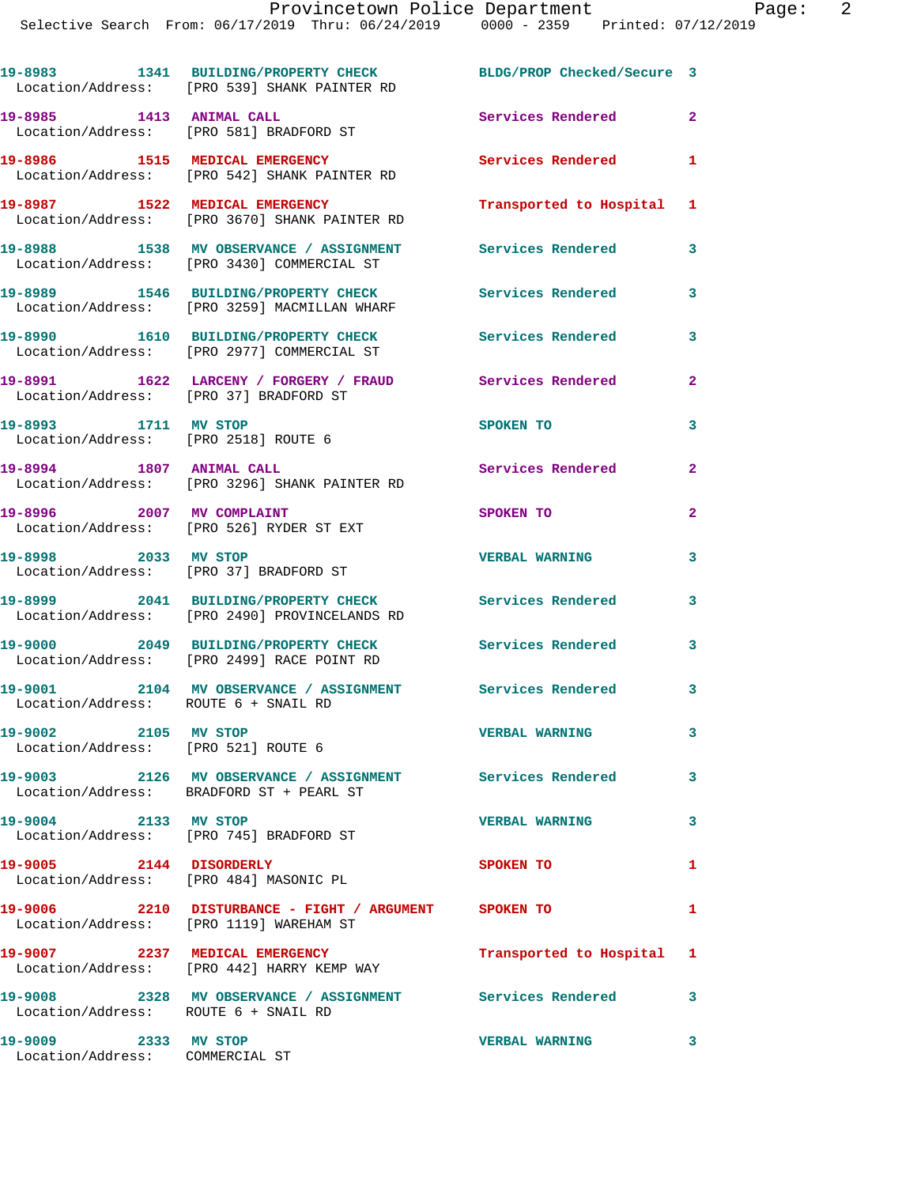| Call Number | Time | Call Reason | Action | Priority |
|---|---|---|---|---|
| 19-8983 | 1341 | BUILDING/PROPERTY CHECK | BLDG/PROP Checked/Secure | 3 |
| Location/Address: [PRO 539] SHANK PAINTER RD | | | | |
| 19-8985 | 1413 | ANIMAL CALL | Services Rendered | 2 |
| Location/Address: [PRO 581] BRADFORD ST | | | | |
| 19-8986 | 1515 | MEDICAL EMERGENCY | Services Rendered | 1 |
| Location/Address: [PRO 542] SHANK PAINTER RD | | | | |
| 19-8987 | 1522 | MEDICAL EMERGENCY | Transported to Hospital | 1 |
| Location/Address: [PRO 3670] SHANK PAINTER RD | | | | |
| 19-8988 | 1538 | MV OBSERVANCE / ASSIGNMENT | Services Rendered | 3 |
| Location/Address: [PRO 3430] COMMERCIAL ST | | | | |
| 19-8989 | 1546 | BUILDING/PROPERTY CHECK | Services Rendered | 3 |
| Location/Address: [PRO 3259] MACMILLAN WHARF | | | | |
| 19-8990 | 1610 | BUILDING/PROPERTY CHECK | Services Rendered | 3 |
| Location/Address: [PRO 2977] COMMERCIAL ST | | | | |
| 19-8991 | 1622 | LARCENY / FORGERY / FRAUD | Services Rendered | 2 |
| Location/Address: [PRO 37] BRADFORD ST | | | | |
| 19-8993 | 1711 | MV STOP | SPOKEN TO | 3 |
| Location/Address: [PRO 2518] ROUTE 6 | | | | |
| 19-8994 | 1807 | ANIMAL CALL | Services Rendered | 2 |
| Location/Address: [PRO 3296] SHANK PAINTER RD | | | | |
| 19-8996 | 2007 | MV COMPLAINT | SPOKEN TO | 2 |
| Location/Address: [PRO 526] RYDER ST EXT | | | | |
| 19-8998 | 2033 | MV STOP | VERBAL WARNING | 3 |
| Location/Address: [PRO 37] BRADFORD ST | | | | |
| 19-8999 | 2041 | BUILDING/PROPERTY CHECK | Services Rendered | 3 |
| Location/Address: [PRO 2490] PROVINCELANDS RD | | | | |
| 19-9000 | 2049 | BUILDING/PROPERTY CHECK | Services Rendered | 3 |
| Location/Address: [PRO 2499] RACE POINT RD | | | | |
| 19-9001 | 2104 | MV OBSERVANCE / ASSIGNMENT | Services Rendered | 3 |
| Location/Address: ROUTE 6 + SNAIL RD | | | | |
| 19-9002 | 2105 | MV STOP | VERBAL WARNING | 3 |
| Location/Address: [PRO 521] ROUTE 6 | | | | |
| 19-9003 | 2126 | MV OBSERVANCE / ASSIGNMENT | Services Rendered | 3 |
| Location/Address: BRADFORD ST + PEARL ST | | | | |
| 19-9004 | 2133 | MV STOP | VERBAL WARNING | 3 |
| Location/Address: [PRO 745] BRADFORD ST | | | | |
| 19-9005 | 2144 | DISORDERLY | SPOKEN TO | 1 |
| Location/Address: [PRO 484] MASONIC PL | | | | |
| 19-9006 | 2210 | DISTURBANCE - FIGHT / ARGUMENT | SPOKEN TO | 1 |
| Location/Address: [PRO 1119] WAREHAM ST | | | | |
| 19-9007 | 2237 | MEDICAL EMERGENCY | Transported to Hospital | 1 |
| Location/Address: [PRO 442] HARRY KEMP WAY | | | | |
| 19-9008 | 2328 | MV OBSERVANCE / ASSIGNMENT | Services Rendered | 3 |
| Location/Address: ROUTE 6 + SNAIL RD | | | | |
| 19-9009 | 2333 | MV STOP | VERBAL WARNING | 3 |
| Location/Address: COMMERCIAL ST | | | | |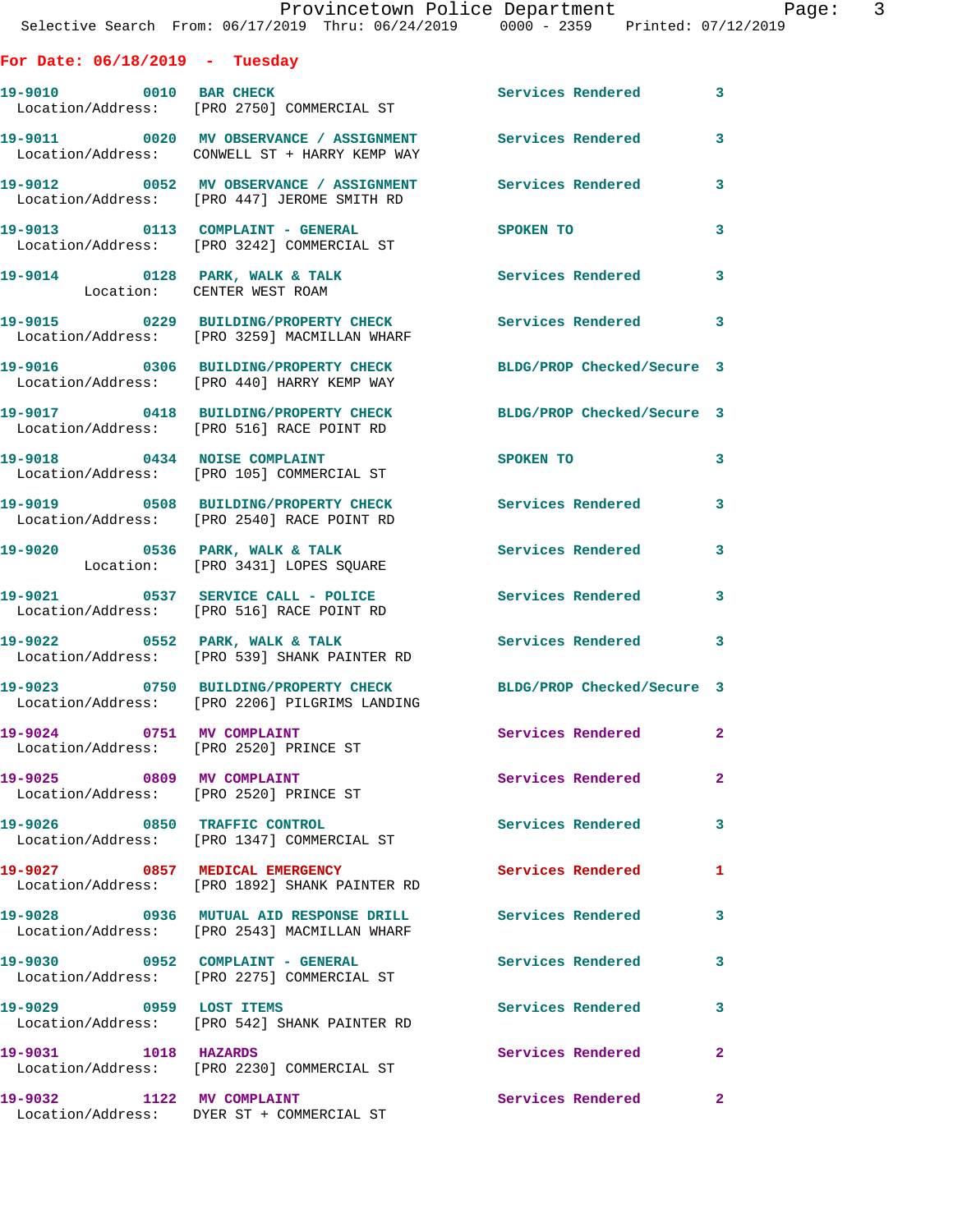**For Date: 06/18/2019 - Tuesday**

**19-9010 0010 BAR CHECK** Services Rendered 3
Location/Address: [PRO 2750] COMMERCIAL ST

**19-9011 0020 MV OBSERVANCE / ASSIGNMENT** Services Rendered 3
Location/Address: CONWELL ST + HARRY KEMP WAY

**19-9012 0052 MV OBSERVANCE / ASSIGNMENT** Services Rendered 3
Location/Address: [PRO 447] JEROME SMITH RD

**19-9013 0113 COMPLAINT - GENERAL** SPOKEN TO 3
Location/Address: [PRO 3242] COMMERCIAL ST

**19-9014 0128 PARK, WALK & TALK** Services Rendered 3
Location: CENTER WEST ROAM

**19-9015 0229 BUILDING/PROPERTY CHECK** Services Rendered 3
Location/Address: [PRO 3259] MACMILLAN WHARF

**19-9016 0306 BUILDING/PROPERTY CHECK** BLDG/PROP Checked/Secure 3
Location/Address: [PRO 440] HARRY KEMP WAY

**19-9017 0418 BUILDING/PROPERTY CHECK** BLDG/PROP Checked/Secure 3
Location/Address: [PRO 516] RACE POINT RD

**19-9018 0434 NOISE COMPLAINT** SPOKEN TO 3
Location/Address: [PRO 105] COMMERCIAL ST

**19-9019 0508 BUILDING/PROPERTY CHECK** Services Rendered 3
Location/Address: [PRO 2540] RACE POINT RD

**19-9020 0536 PARK, WALK & TALK** Services Rendered 3
Location: [PRO 3431] LOPES SQUARE

**19-9021 0537 SERVICE CALL - POLICE** Services Rendered 3
Location/Address: [PRO 516] RACE POINT RD

**19-9022 0552 PARK, WALK & TALK** Services Rendered 3
Location/Address: [PRO 539] SHANK PAINTER RD

**19-9023 0750 BUILDING/PROPERTY CHECK** BLDG/PROP Checked/Secure 3
Location/Address: [PRO 2206] PILGRIMS LANDING

**19-9024 0751 MV COMPLAINT** Services Rendered 2
Location/Address: [PRO 2520] PRINCE ST

**19-9025 0809 MV COMPLAINT** Services Rendered 2
Location/Address: [PRO 2520] PRINCE ST

**19-9026 0850 TRAFFIC CONTROL** Services Rendered 3
Location/Address: [PRO 1347] COMMERCIAL ST

**19-9027 0857 MEDICAL EMERGENCY** Services Rendered 1
Location/Address: [PRO 1892] SHANK PAINTER RD

**19-9028 0936 MUTUAL AID RESPONSE DRILL** Services Rendered 3
Location/Address: [PRO 2543] MACMILLAN WHARF

**19-9030 0952 COMPLAINT - GENERAL** Services Rendered 3
Location/Address: [PRO 2275] COMMERCIAL ST

**19-9029 0959 LOST ITEMS** Services Rendered 3
Location/Address: [PRO 542] SHANK PAINTER RD

**19-9031 1018 HAZARDS** Services Rendered 2
Location/Address: [PRO 2230] COMMERCIAL ST

**19-9032 1122 MV COMPLAINT** Services Rendered 2
Location/Address: DYER ST + COMMERCIAL ST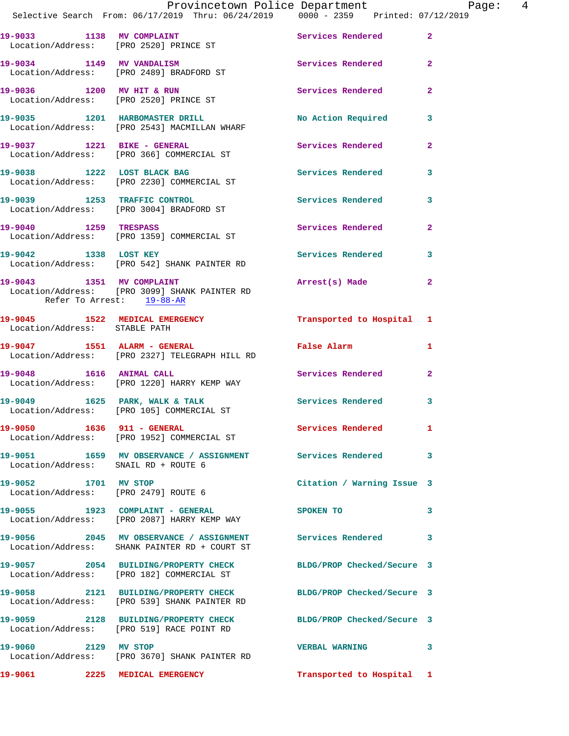```
19-9033        1138   MV COMPLAINT                    Services Rendered        2
  Location/Address:    [PRO 2520] PRINCE ST

19-9034        1149   MV VANDALISM                    Services Rendered        2
  Location/Address:    [PRO 2489] BRADFORD ST

19-9036        1200   MV HIT & RUN                    Services Rendered        2
  Location/Address:    [PRO 2520] PRINCE ST

19-9035        1201   HARBOMASTER DRILL               No Action Required       3
  Location/Address:    [PRO 2543] MACMILLAN WHARF

19-9037        1221   BIKE - GENERAL                  Services Rendered        2
  Location/Address:    [PRO 366] COMMERCIAL ST

19-9038        1222   LOST BLACK BAG                  Services Rendered        3
  Location/Address:    [PRO 2230] COMMERCIAL ST

19-9039        1253   TRAFFIC CONTROL                 Services Rendered        3
  Location/Address:    [PRO 3004] BRADFORD ST

19-9040        1259   TRESPASS                        Services Rendered        2
  Location/Address:    [PRO 1359] COMMERCIAL ST

19-9042        1338   LOST KEY                        Services Rendered        3
  Location/Address:    [PRO 542] SHANK PAINTER RD

19-9043        1351   MV COMPLAINT                    Arrest(s) Made           2
  Location/Address:    [PRO 3099] SHANK PAINTER RD
        Refer To Arrest:    19-88-AR

19-9045        1522   MEDICAL EMERGENCY               Transported to Hospital  1
  Location/Address:    STABLE PATH

19-9047        1551   ALARM - GENERAL                 False Alarm              1
  Location/Address:    [PRO 2327] TELEGRAPH HILL RD

19-9048        1616   ANIMAL CALL                     Services Rendered        2
  Location/Address:    [PRO 1220] HARRY KEMP WAY

19-9049        1625   PARK, WALK & TALK               Services Rendered        3
  Location/Address:    [PRO 105] COMMERCIAL ST

19-9050        1636   911 - GENERAL                   Services Rendered        1
  Location/Address:    [PRO 1952] COMMERCIAL ST

19-9051        1659   MV OBSERVANCE / ASSIGNMENT      Services Rendered        3
  Location/Address:    SNAIL RD + ROUTE 6

19-9052        1701   MV STOP                         Citation / Warning Issue 3
  Location/Address:    [PRO 2479] ROUTE 6

19-9055        1923   COMPLAINT - GENERAL             SPOKEN TO                3
  Location/Address:    [PRO 2087] HARRY KEMP WAY

19-9056        2045   MV OBSERVANCE / ASSIGNMENT      Services Rendered        3
  Location/Address:    SHANK PAINTER RD + COURT ST

19-9057        2054   BUILDING/PROPERTY CHECK         BLDG/PROP Checked/Secure 3
  Location/Address:    [PRO 182] COMMERCIAL ST

19-9058        2121   BUILDING/PROPERTY CHECK         BLDG/PROP Checked/Secure 3
  Location/Address:    [PRO 539] SHANK PAINTER RD

19-9059        2128   BUILDING/PROPERTY CHECK         BLDG/PROP Checked/Secure 3
  Location/Address:    [PRO 519] RACE POINT RD

19-9060        2129   MV STOP                         VERBAL WARNING           3
  Location/Address:    [PRO 3670] SHANK PAINTER RD

19-9061        2225   MEDICAL EMERGENCY               Transported to Hospital  1
```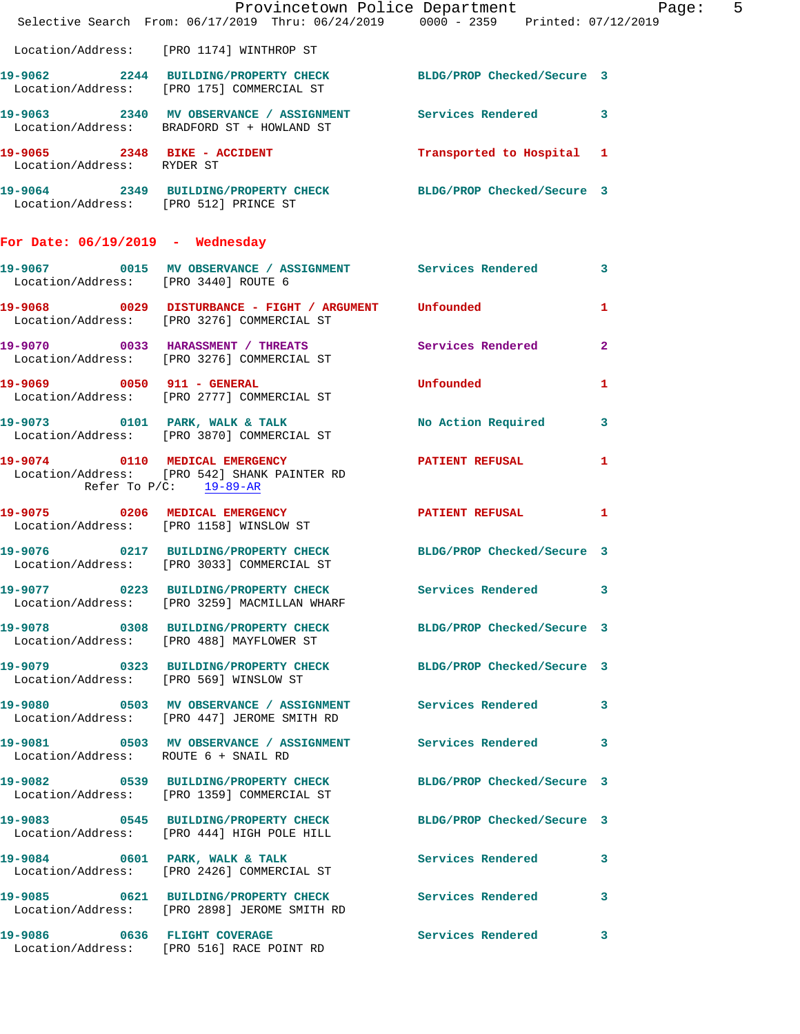Location/Address: [PRO 1174] WINTHROP ST

**19-9062** 2244 **BUILDING/PROPERTY CHECK** BLDG/PROP Checked/Secure 3
Location/Address: [PRO 175] COMMERCIAL ST

**19-9063** 2340 **MV OBSERVANCE / ASSIGNMENT** Services Rendered 3
Location/Address: BRADFORD ST + HOWLAND ST

**19-9065** 2348 **BIKE - ACCIDENT** Transported to Hospital 1
Location/Address: RYDER ST

**19-9064** 2349 **BUILDING/PROPERTY CHECK** BLDG/PROP Checked/Secure 3
Location/Address: [PRO 512] PRINCE ST

## For Date: 06/19/2019 - Wednesday

**19-9067** 0015 **MV OBSERVANCE / ASSIGNMENT** Services Rendered 3
Location/Address: [PRO 3440] ROUTE 6

**19-9068** 0029 **DISTURBANCE - FIGHT / ARGUMENT** Unfounded 1
Location/Address: [PRO 3276] COMMERCIAL ST

**19-9070** 0033 **HARASSMENT / THREATS** Services Rendered 2
Location/Address: [PRO 3276] COMMERCIAL ST

**19-9069** 0050 **911 - GENERAL** Unfounded 1
Location/Address: [PRO 2777] COMMERCIAL ST

**19-9073** 0101 **PARK, WALK & TALK** No Action Required 3
Location/Address: [PRO 3870] COMMERCIAL ST

**19-9074** 0110 **MEDICAL EMERGENCY** PATIENT REFUSAL 1
Location/Address: [PRO 542] SHANK PAINTER RD
Refer To P/C: 19-89-AR

**19-9075** 0206 **MEDICAL EMERGENCY** PATIENT REFUSAL 1
Location/Address: [PRO 1158] WINSLOW ST

**19-9076** 0217 **BUILDING/PROPERTY CHECK** BLDG/PROP Checked/Secure 3
Location/Address: [PRO 3033] COMMERCIAL ST

**19-9077** 0223 **BUILDING/PROPERTY CHECK** Services Rendered 3
Location/Address: [PRO 3259] MACMILLAN WHARF

**19-9078** 0308 **BUILDING/PROPERTY CHECK** BLDG/PROP Checked/Secure 3
Location/Address: [PRO 488] MAYFLOWER ST

**19-9079** 0323 **BUILDING/PROPERTY CHECK** BLDG/PROP Checked/Secure 3
Location/Address: [PRO 569] WINSLOW ST

**19-9080** 0503 **MV OBSERVANCE / ASSIGNMENT** Services Rendered 3
Location/Address: [PRO 447] JEROME SMITH RD

**19-9081** 0503 **MV OBSERVANCE / ASSIGNMENT** Services Rendered 3
Location/Address: ROUTE 6 + SNAIL RD

**19-9082** 0539 **BUILDING/PROPERTY CHECK** BLDG/PROP Checked/Secure 3
Location/Address: [PRO 1359] COMMERCIAL ST

**19-9083** 0545 **BUILDING/PROPERTY CHECK** BLDG/PROP Checked/Secure 3
Location/Address: [PRO 444] HIGH POLE HILL

**19-9084** 0601 **PARK, WALK & TALK** Services Rendered 3
Location/Address: [PRO 2426] COMMERCIAL ST

**19-9085** 0621 **BUILDING/PROPERTY CHECK** Services Rendered 3
Location/Address: [PRO 2898] JEROME SMITH RD

**19-9086** 0636 **FLIGHT COVERAGE** Services Rendered 3
Location/Address: [PRO 516] RACE POINT RD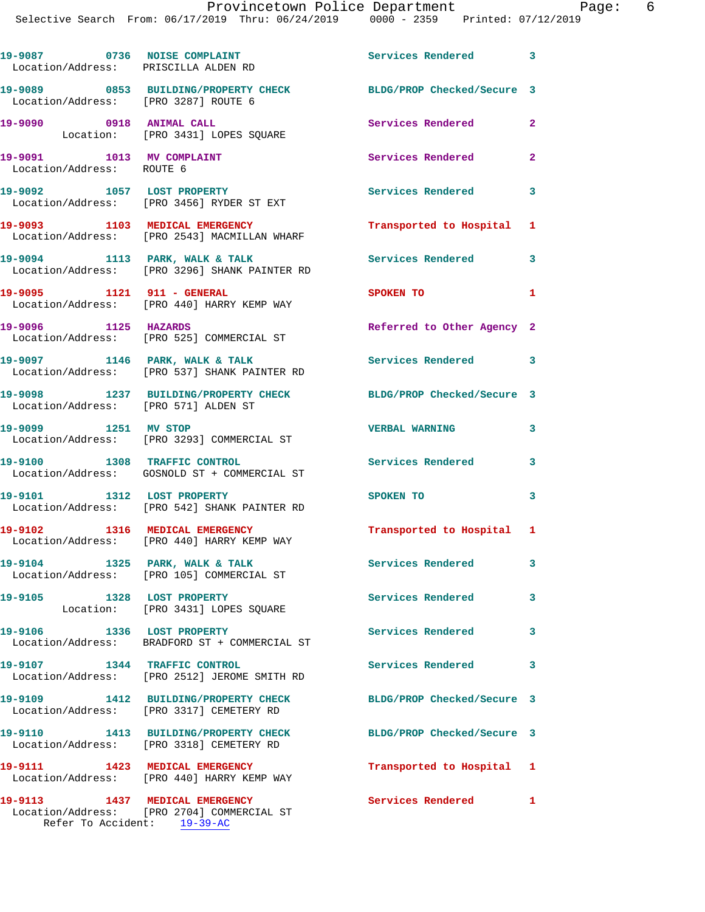19-9087 0736 NOISE COMPLAINT Services Rendered 3
Location/Address: PRISCILLA ALDEN RD

19-9089 0853 BUILDING/PROPERTY CHECK BLDG/PROP Checked/Secure 3
Location/Address: [PRO 3287] ROUTE 6

19-9090 0918 ANIMAL CALL Services Rendered 2
Location: [PRO 3431] LOPES SQUARE

19-9091 1013 MV COMPLAINT Services Rendered 2
Location/Address: ROUTE 6

19-9092 1057 LOST PROPERTY Services Rendered 3
Location/Address: [PRO 3456] RYDER ST EXT

19-9093 1103 MEDICAL EMERGENCY Transported to Hospital 1
Location/Address: [PRO 2543] MACMILLAN WHARF

19-9094 1113 PARK, WALK & TALK Services Rendered 3
Location/Address: [PRO 3296] SHANK PAINTER RD

19-9095 1121 911 - GENERAL SPOKEN TO 1
Location/Address: [PRO 440] HARRY KEMP WAY

19-9096 1125 HAZARDS Referred to Other Agency 2
Location/Address: [PRO 525] COMMERCIAL ST

19-9097 1146 PARK, WALK & TALK Services Rendered 3
Location/Address: [PRO 537] SHANK PAINTER RD

19-9098 1237 BUILDING/PROPERTY CHECK BLDG/PROP Checked/Secure 3
Location/Address: [PRO 571] ALDEN ST

19-9099 1251 MV STOP VERBAL WARNING 3
Location/Address: [PRO 3293] COMMERCIAL ST

19-9100 1308 TRAFFIC CONTROL Services Rendered 3
Location/Address: GOSNOLD ST + COMMERCIAL ST

19-9101 1312 LOST PROPERTY SPOKEN TO 3
Location/Address: [PRO 542] SHANK PAINTER RD

19-9102 1316 MEDICAL EMERGENCY Transported to Hospital 1
Location/Address: [PRO 440] HARRY KEMP WAY

19-9104 1325 PARK, WALK & TALK Services Rendered 3
Location/Address: [PRO 105] COMMERCIAL ST

19-9105 1328 LOST PROPERTY Services Rendered 3
Location: [PRO 3431] LOPES SQUARE

19-9106 1336 LOST PROPERTY Services Rendered 3
Location/Address: BRADFORD ST + COMMERCIAL ST

19-9107 1344 TRAFFIC CONTROL Services Rendered 3
Location/Address: [PRO 2512] JEROME SMITH RD

19-9109 1412 BUILDING/PROPERTY CHECK BLDG/PROP Checked/Secure 3
Location/Address: [PRO 3317] CEMETERY RD

19-9110 1413 BUILDING/PROPERTY CHECK BLDG/PROP Checked/Secure 3
Location/Address: [PRO 3318] CEMETERY RD

19-9111 1423 MEDICAL EMERGENCY Transported to Hospital 1
Location/Address: [PRO 440] HARRY KEMP WAY

19-9113 1437 MEDICAL EMERGENCY Services Rendered 1
Location/Address: [PRO 2704] COMMERCIAL ST
Refer To Accident: 19-39-AC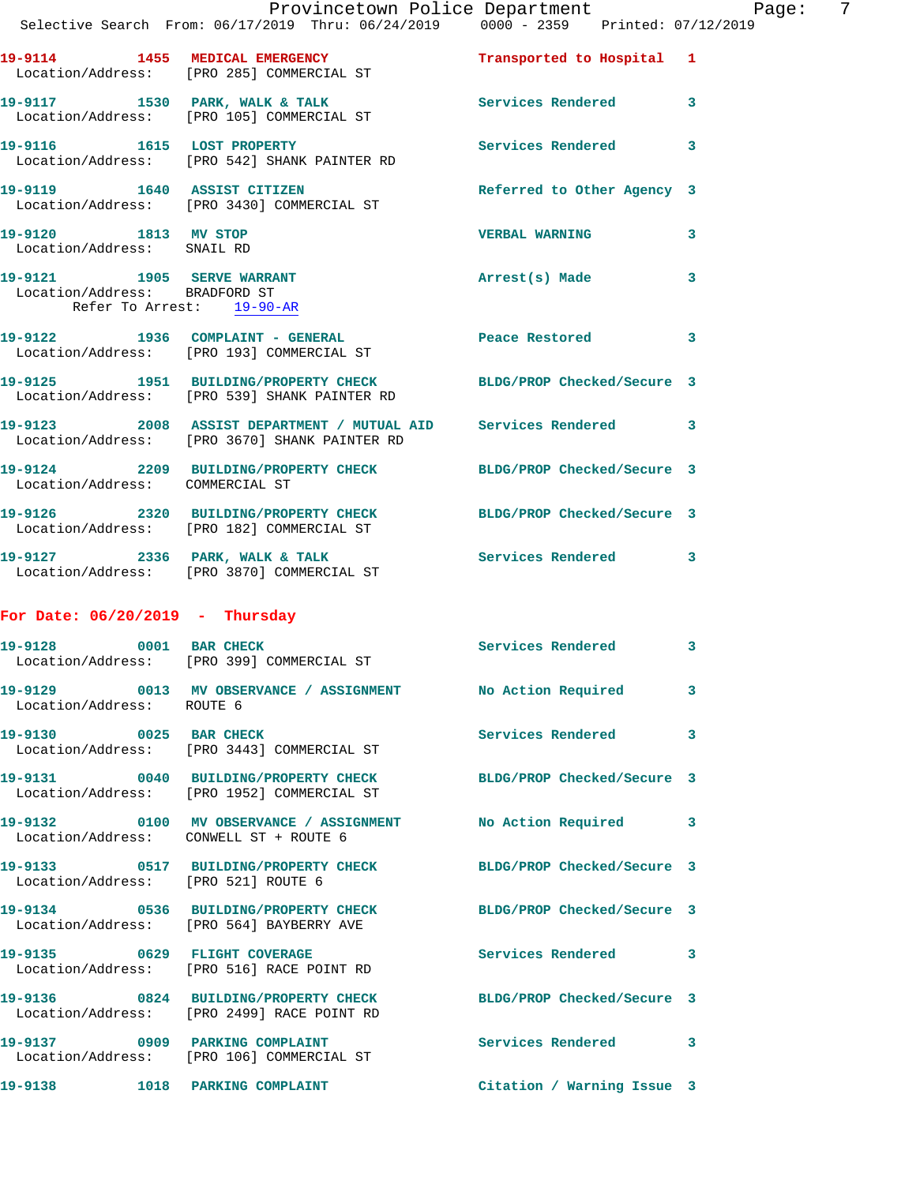19-9114 1455 MEDICAL EMERGENCY Transported to Hospital 1
Location/Address: [PRO 285] COMMERCIAL ST

19-9117 1530 PARK, WALK & TALK Services Rendered 3
Location/Address: [PRO 105] COMMERCIAL ST

19-9116 1615 LOST PROPERTY Services Rendered 3
Location/Address: [PRO 542] SHANK PAINTER RD

19-9119 1640 ASSIST CITIZEN Referred to Other Agency 3
Location/Address: [PRO 3430] COMMERCIAL ST

19-9120 1813 MV STOP VERBAL WARNING 3
Location/Address: SNAIL RD

19-9121 1905 SERVE WARRANT Arrest(s) Made 3
Location/Address: BRADFORD ST
Refer To Arrest: 19-90-AR

19-9122 1936 COMPLAINT - GENERAL Peace Restored 3
Location/Address: [PRO 193] COMMERCIAL ST

19-9125 1951 BUILDING/PROPERTY CHECK BLDG/PROP Checked/Secure 3
Location/Address: [PRO 539] SHANK PAINTER RD

19-9123 2008 ASSIST DEPARTMENT / MUTUAL AID Services Rendered 3
Location/Address: [PRO 3670] SHANK PAINTER RD

19-9124 2209 BUILDING/PROPERTY CHECK BLDG/PROP Checked/Secure 3
Location/Address: COMMERCIAL ST

19-9126 2320 BUILDING/PROPERTY CHECK BLDG/PROP Checked/Secure 3
Location/Address: [PRO 182] COMMERCIAL ST

19-9127 2336 PARK, WALK & TALK Services Rendered 3
Location/Address: [PRO 3870] COMMERCIAL ST

**For Date: 06/20/2019 - Thursday**

19-9128 0001 BAR CHECK Services Rendered 3
Location/Address: [PRO 399] COMMERCIAL ST

19-9129 0013 MV OBSERVANCE / ASSIGNMENT No Action Required 3
Location/Address: ROUTE 6

19-9130 0025 BAR CHECK Services Rendered 3
Location/Address: [PRO 3443] COMMERCIAL ST

19-9131 0040 BUILDING/PROPERTY CHECK BLDG/PROP Checked/Secure 3
Location/Address: [PRO 1952] COMMERCIAL ST

19-9132 0100 MV OBSERVANCE / ASSIGNMENT No Action Required 3
Location/Address: CONWELL ST + ROUTE 6

19-9133 0517 BUILDING/PROPERTY CHECK BLDG/PROP Checked/Secure 3
Location/Address: [PRO 521] ROUTE 6

19-9134 0536 BUILDING/PROPERTY CHECK BLDG/PROP Checked/Secure 3
Location/Address: [PRO 564] BAYBERRY AVE

19-9135 0629 FLIGHT COVERAGE Services Rendered 3
Location/Address: [PRO 516] RACE POINT RD

19-9136 0824 BUILDING/PROPERTY CHECK BLDG/PROP Checked/Secure 3
Location/Address: [PRO 2499] RACE POINT RD

19-9137 0909 PARKING COMPLAINT Services Rendered 3
Location/Address: [PRO 106] COMMERCIAL ST

19-9138 1018 PARKING COMPLAINT Citation / Warning Issue 3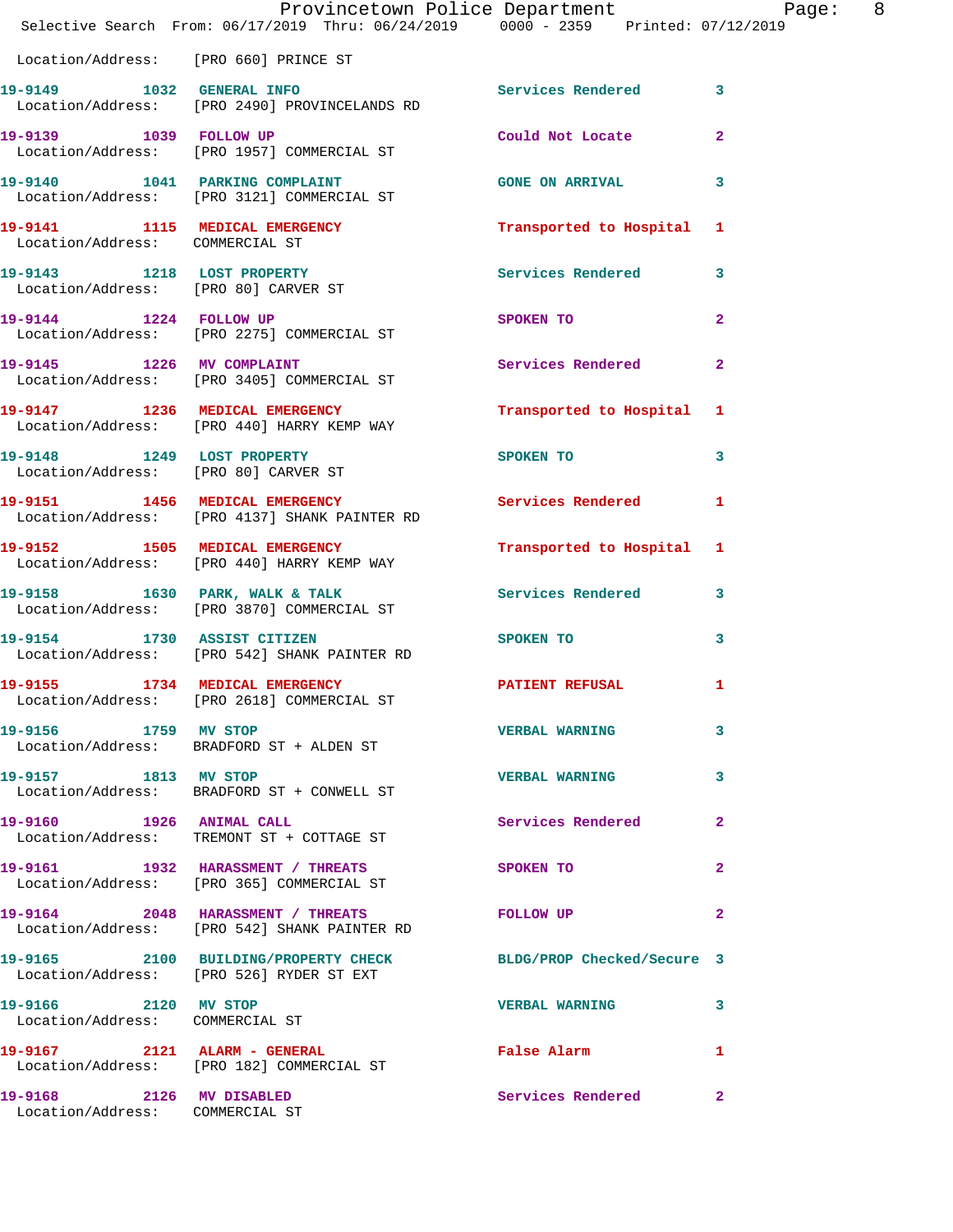Location/Address: [PRO 660] PRINCE ST

| Call Number | Time | Call Reason | Action | Priority |
|---|---|---|---|---|
| 19-9149 | 1032 | GENERAL INFO | Services Rendered | 3 |
| Location/Address: | | [PRO 2490] PROVINCELANDS RD | | |
| 19-9139 | 1039 | FOLLOW UP | Could Not Locate | 2 |
| Location/Address: | | [PRO 1957] COMMERCIAL ST | | |
| 19-9140 | 1041 | PARKING COMPLAINT | GONE ON ARRIVAL | 3 |
| Location/Address: | | [PRO 3121] COMMERCIAL ST | | |
| 19-9141 | 1115 | MEDICAL EMERGENCY | Transported to Hospital | 1 |
| Location/Address: | | COMMERCIAL ST | | |
| 19-9143 | 1218 | LOST PROPERTY | Services Rendered | 3 |
| Location/Address: | | [PRO 80] CARVER ST | | |
| 19-9144 | 1224 | FOLLOW UP | SPOKEN TO | 2 |
| Location/Address: | | [PRO 2275] COMMERCIAL ST | | |
| 19-9145 | 1226 | MV COMPLAINT | Services Rendered | 2 |
| Location/Address: | | [PRO 3405] COMMERCIAL ST | | |
| 19-9147 | 1236 | MEDICAL EMERGENCY | Transported to Hospital | 1 |
| Location/Address: | | [PRO 440] HARRY KEMP WAY | | |
| 19-9148 | 1249 | LOST PROPERTY | SPOKEN TO | 3 |
| Location/Address: | | [PRO 80] CARVER ST | | |
| 19-9151 | 1456 | MEDICAL EMERGENCY | Services Rendered | 1 |
| Location/Address: | | [PRO 4137] SHANK PAINTER RD | | |
| 19-9152 | 1505 | MEDICAL EMERGENCY | Transported to Hospital | 1 |
| Location/Address: | | [PRO 440] HARRY KEMP WAY | | |
| 19-9158 | 1630 | PARK, WALK & TALK | Services Rendered | 3 |
| Location/Address: | | [PRO 3870] COMMERCIAL ST | | |
| 19-9154 | 1730 | ASSIST CITIZEN | SPOKEN TO | 3 |
| Location/Address: | | [PRO 542] SHANK PAINTER RD | | |
| 19-9155 | 1734 | MEDICAL EMERGENCY | PATIENT REFUSAL | 1 |
| Location/Address: | | [PRO 2618] COMMERCIAL ST | | |
| 19-9156 | 1759 | MV STOP | VERBAL WARNING | 3 |
| Location/Address: | | BRADFORD ST + ALDEN ST | | |
| 19-9157 | 1813 | MV STOP | VERBAL WARNING | 3 |
| Location/Address: | | BRADFORD ST + CONWELL ST | | |
| 19-9160 | 1926 | ANIMAL CALL | Services Rendered | 2 |
| Location/Address: | | TREMONT ST + COTTAGE ST | | |
| 19-9161 | 1932 | HARASSMENT / THREATS | SPOKEN TO | 2 |
| Location/Address: | | [PRO 365] COMMERCIAL ST | | |
| 19-9164 | 2048 | HARASSMENT / THREATS | FOLLOW UP | 2 |
| Location/Address: | | [PRO 542] SHANK PAINTER RD | | |
| 19-9165 | 2100 | BUILDING/PROPERTY CHECK | BLDG/PROP Checked/Secure | 3 |
| Location/Address: | | [PRO 526] RYDER ST EXT | | |
| 19-9166 | 2120 | MV STOP | VERBAL WARNING | 3 |
| Location/Address: | | COMMERCIAL ST | | |
| 19-9167 | 2121 | ALARM - GENERAL | False Alarm | 1 |
| Location/Address: | | [PRO 182] COMMERCIAL ST | | |
| 19-9168 | 2126 | MV DISABLED | Services Rendered | 2 |
| Location/Address: | | COMMERCIAL ST | | |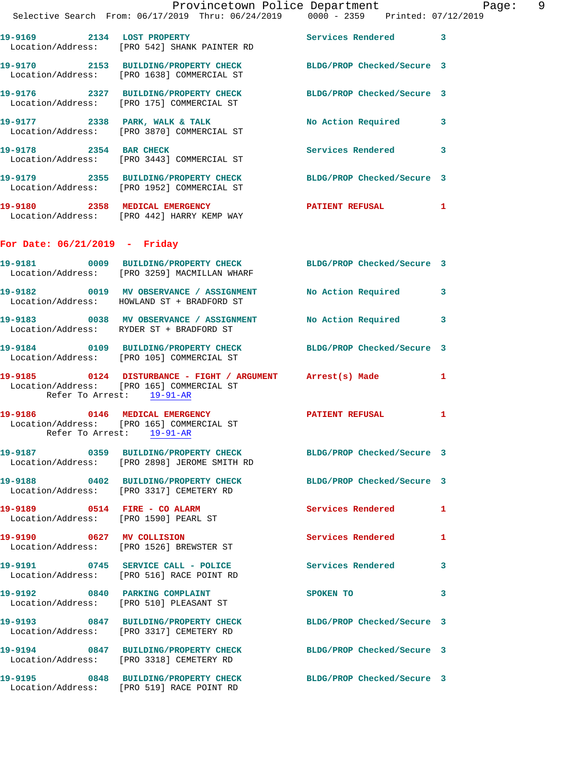19-9169 2134 LOST PROPERTY Services Rendered 3
Location/Address: [PRO 542] SHANK PAINTER RD

19-9170 2153 BUILDING/PROPERTY CHECK BLDG/PROP Checked/Secure 3
Location/Address: [PRO 1638] COMMERCIAL ST

19-9176 2327 BUILDING/PROPERTY CHECK BLDG/PROP Checked/Secure 3
Location/Address: [PRO 175] COMMERCIAL ST

19-9177 2338 PARK, WALK & TALK No Action Required 3
Location/Address: [PRO 3870] COMMERCIAL ST

19-9178 2354 BAR CHECK Services Rendered 3
Location/Address: [PRO 3443] COMMERCIAL ST

19-9179 2355 BUILDING/PROPERTY CHECK BLDG/PROP Checked/Secure 3
Location/Address: [PRO 1952] COMMERCIAL ST

19-9180 2358 MEDICAL EMERGENCY PATIENT REFUSAL 1
Location/Address: [PRO 442] HARRY KEMP WAY

## For Date: 06/21/2019 - Friday

19-9181 0009 BUILDING/PROPERTY CHECK BLDG/PROP Checked/Secure 3
Location/Address: [PRO 3259] MACMILLAN WHARF

19-9182 0019 MV OBSERVANCE / ASSIGNMENT No Action Required 3
Location/Address: HOWLAND ST + BRADFORD ST

19-9183 0038 MV OBSERVANCE / ASSIGNMENT No Action Required 3
Location/Address: RYDER ST + BRADFORD ST

19-9184 0109 BUILDING/PROPERTY CHECK BLDG/PROP Checked/Secure 3
Location/Address: [PRO 105] COMMERCIAL ST

19-9185 0124 DISTURBANCE - FIGHT / ARGUMENT Arrest(s) Made 1
Location/Address: [PRO 165] COMMERCIAL ST
Refer To Arrest: 19-91-AR

19-9186 0146 MEDICAL EMERGENCY PATIENT REFUSAL 1
Location/Address: [PRO 165] COMMERCIAL ST
Refer To Arrest: 19-91-AR

19-9187 0359 BUILDING/PROPERTY CHECK BLDG/PROP Checked/Secure 3
Location/Address: [PRO 2898] JEROME SMITH RD

19-9188 0402 BUILDING/PROPERTY CHECK BLDG/PROP Checked/Secure 3
Location/Address: [PRO 3317] CEMETERY RD

19-9189 0514 FIRE - CO ALARM Services Rendered 1
Location/Address: [PRO 1590] PEARL ST

19-9190 0627 MV COLLISION Services Rendered 1
Location/Address: [PRO 1526] BREWSTER ST

19-9191 0745 SERVICE CALL - POLICE Services Rendered 3
Location/Address: [PRO 516] RACE POINT RD

19-9192 0840 PARKING COMPLAINT SPOKEN TO 3
Location/Address: [PRO 510] PLEASANT ST

19-9193 0847 BUILDING/PROPERTY CHECK BLDG/PROP Checked/Secure 3
Location/Address: [PRO 3317] CEMETERY RD

19-9194 0847 BUILDING/PROPERTY CHECK BLDG/PROP Checked/Secure 3
Location/Address: [PRO 3318] CEMETERY RD

19-9195 0848 BUILDING/PROPERTY CHECK BLDG/PROP Checked/Secure 3
Location/Address: [PRO 519] RACE POINT RD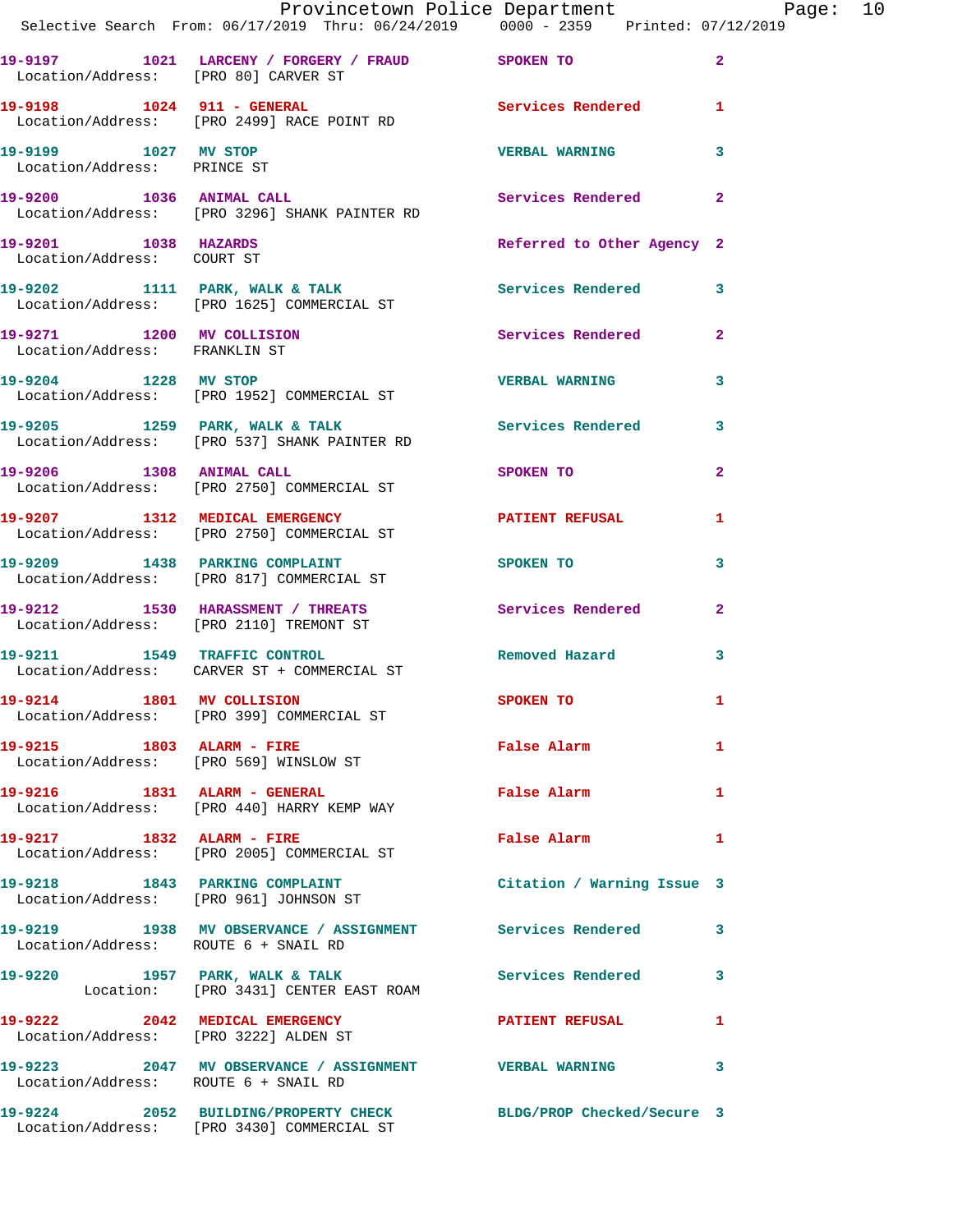| Call Number | Time | Call Reason | Action | Priority |
|---|---|---|---|---|
| 19-9197 | 1021 | LARCENY / FORGERY / FRAUD | SPOKEN TO | 2 |
| Location/Address: | | [PRO 80] CARVER ST | | |
| 19-9198 | 1024 | 911 - GENERAL | Services Rendered | 1 |
| Location/Address: | | [PRO 2499] RACE POINT RD | | |
| 19-9199 | 1027 | MV STOP | VERBAL WARNING | 3 |
| Location/Address: | | PRINCE ST | | |
| 19-9200 | 1036 | ANIMAL CALL | Services Rendered | 2 |
| Location/Address: | | [PRO 3296] SHANK PAINTER RD | | |
| 19-9201 | 1038 | HAZARDS | Referred to Other Agency | 2 |
| Location/Address: | | COURT ST | | |
| 19-9202 | 1111 | PARK, WALK & TALK | Services Rendered | 3 |
| Location/Address: | | [PRO 1625] COMMERCIAL ST | | |
| 19-9271 | 1200 | MV COLLISION | Services Rendered | 2 |
| Location/Address: | | FRANKLIN ST | | |
| 19-9204 | 1228 | MV STOP | VERBAL WARNING | 3 |
| Location/Address: | | [PRO 1952] COMMERCIAL ST | | |
| 19-9205 | 1259 | PARK, WALK & TALK | Services Rendered | 3 |
| Location/Address: | | [PRO 537] SHANK PAINTER RD | | |
| 19-9206 | 1308 | ANIMAL CALL | SPOKEN TO | 2 |
| Location/Address: | | [PRO 2750] COMMERCIAL ST | | |
| 19-9207 | 1312 | MEDICAL EMERGENCY | PATIENT REFUSAL | 1 |
| Location/Address: | | [PRO 2750] COMMERCIAL ST | | |
| 19-9209 | 1438 | PARKING COMPLAINT | SPOKEN TO | 3 |
| Location/Address: | | [PRO 817] COMMERCIAL ST | | |
| 19-9212 | 1530 | HARASSMENT / THREATS | Services Rendered | 2 |
| Location/Address: | | [PRO 2110] TREMONT ST | | |
| 19-9211 | 1549 | TRAFFIC CONTROL | Removed Hazard | 3 |
| Location/Address: | | CARVER ST + COMMERCIAL ST | | |
| 19-9214 | 1801 | MV COLLISION | SPOKEN TO | 1 |
| Location/Address: | | [PRO 399] COMMERCIAL ST | | |
| 19-9215 | 1803 | ALARM - FIRE | False Alarm | 1 |
| Location/Address: | | [PRO 569] WINSLOW ST | | |
| 19-9216 | 1831 | ALARM - GENERAL | False Alarm | 1 |
| Location/Address: | | [PRO 440] HARRY KEMP WAY | | |
| 19-9217 | 1832 | ALARM - FIRE | False Alarm | 1 |
| Location/Address: | | [PRO 2005] COMMERCIAL ST | | |
| 19-9218 | 1843 | PARKING COMPLAINT | Citation / Warning Issue | 3 |
| Location/Address: | | [PRO 961] JOHNSON ST | | |
| 19-9219 | 1938 | MV OBSERVANCE / ASSIGNMENT | Services Rendered | 3 |
| Location/Address: | | ROUTE 6 + SNAIL RD | | |
| 19-9220 | 1957 | PARK, WALK & TALK | Services Rendered | 3 |
| Location: | | [PRO 3431] CENTER EAST ROAM | | |
| 19-9222 | 2042 | MEDICAL EMERGENCY | PATIENT REFUSAL | 1 |
| Location/Address: | | [PRO 3222] ALDEN ST | | |
| 19-9223 | 2047 | MV OBSERVANCE / ASSIGNMENT | VERBAL WARNING | 3 |
| Location/Address: | | ROUTE 6 + SNAIL RD | | |
| 19-9224 | 2052 | BUILDING/PROPERTY CHECK | BLDG/PROP Checked/Secure | 3 |
| Location/Address: | | [PRO 3430] COMMERCIAL ST | | |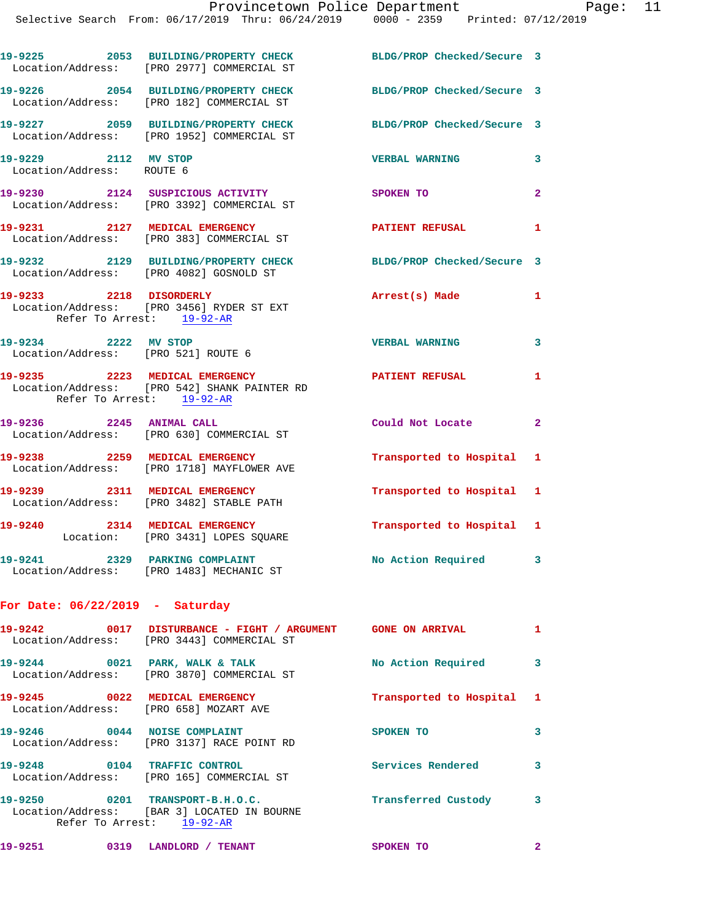19-9225 2053 BUILDING/PROPERTY CHECK BLDG/PROP Checked/Secure 3
Location/Address: [PRO 2977] COMMERCIAL ST

19-9226 2054 BUILDING/PROPERTY CHECK BLDG/PROP Checked/Secure 3
Location/Address: [PRO 182] COMMERCIAL ST

19-9227 2059 BUILDING/PROPERTY CHECK BLDG/PROP Checked/Secure 3
Location/Address: [PRO 1952] COMMERCIAL ST

19-9229 2112 MV STOP VERBAL WARNING 3
Location/Address: ROUTE 6

19-9230 2124 SUSPICIOUS ACTIVITY SPOKEN TO 2
Location/Address: [PRO 3392] COMMERCIAL ST

19-9231 2127 MEDICAL EMERGENCY PATIENT REFUSAL 1
Location/Address: [PRO 383] COMMERCIAL ST

19-9232 2129 BUILDING/PROPERTY CHECK BLDG/PROP Checked/Secure 3
Location/Address: [PRO 4082] GOSNOLD ST

19-9233 2218 DISORDERLY Arrest(s) Made 1
Location/Address: [PRO 3456] RYDER ST EXT
Refer To Arrest: 19-92-AR

19-9234 2222 MV STOP VERBAL WARNING 3
Location/Address: [PRO 521] ROUTE 6

19-9235 2223 MEDICAL EMERGENCY PATIENT REFUSAL 1
Location/Address: [PRO 542] SHANK PAINTER RD
Refer To Arrest: 19-92-AR

19-9236 2245 ANIMAL CALL Could Not Locate 2
Location/Address: [PRO 630] COMMERCIAL ST

19-9238 2259 MEDICAL EMERGENCY Transported to Hospital 1
Location/Address: [PRO 1718] MAYFLOWER AVE

19-9239 2311 MEDICAL EMERGENCY Transported to Hospital 1
Location/Address: [PRO 3482] STABLE PATH

19-9240 2314 MEDICAL EMERGENCY Transported to Hospital 1
Location: [PRO 3431] LOPES SQUARE

19-9241 2329 PARKING COMPLAINT No Action Required 3
Location/Address: [PRO 1483] MECHANIC ST

## For Date: 06/22/2019 - Saturday

19-9242 0017 DISTURBANCE - FIGHT / ARGUMENT GONE ON ARRIVAL 1
Location/Address: [PRO 3443] COMMERCIAL ST

19-9244 0021 PARK, WALK & TALK No Action Required 3
Location/Address: [PRO 3870] COMMERCIAL ST

19-9245 0022 MEDICAL EMERGENCY Transported to Hospital 1
Location/Address: [PRO 658] MOZART AVE

19-9246 0044 NOISE COMPLAINT SPOKEN TO 3
Location/Address: [PRO 3137] RACE POINT RD

19-9248 0104 TRAFFIC CONTROL Services Rendered 3
Location/Address: [PRO 165] COMMERCIAL ST

19-9250 0201 TRANSPORT-B.H.O.C. Transferred Custody 3
Location/Address: [BAR 3] LOCATED IN BOURNE
Refer To Arrest: 19-92-AR

19-9251 0319 LANDLORD / TENANT SPOKEN TO 2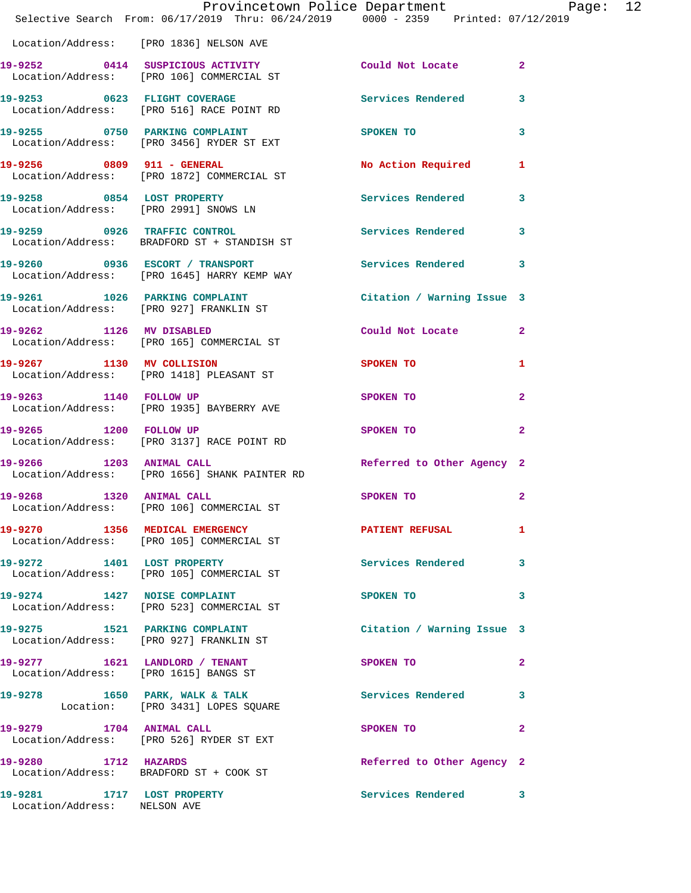Location/Address: [PRO 1836] NELSON AVE

| Call # | Time | Call Type | Disposition | Priority |
|---|---|---|---|---|
| 19-9252 | 0414 | SUSPICIOUS ACTIVITY | Could Not Locate | 2 |
| | | Location/Address: [PRO 106] COMMERCIAL ST | | |
| 19-9253 | 0623 | FLIGHT COVERAGE | Services Rendered | 3 |
| | | Location/Address: [PRO 516] RACE POINT RD | | |
| 19-9255 | 0750 | PARKING COMPLAINT | SPOKEN TO | 3 |
| | | Location/Address: [PRO 3456] RYDER ST EXT | | |
| 19-9256 | 0809 | 911 - GENERAL | No Action Required | 1 |
| | | Location/Address: [PRO 1872] COMMERCIAL ST | | |
| 19-9258 | 0854 | LOST PROPERTY | Services Rendered | 3 |
| | | Location/Address: [PRO 2991] SNOWS LN | | |
| 19-9259 | 0926 | TRAFFIC CONTROL | Services Rendered | 3 |
| | | Location/Address: BRADFORD ST + STANDISH ST | | |
| 19-9260 | 0936 | ESCORT / TRANSPORT | Services Rendered | 3 |
| | | Location/Address: [PRO 1645] HARRY KEMP WAY | | |
| 19-9261 | 1026 | PARKING COMPLAINT | Citation / Warning Issue | 3 |
| | | Location/Address: [PRO 927] FRANKLIN ST | | |
| 19-9262 | 1126 | MV DISABLED | Could Not Locate | 2 |
| | | Location/Address: [PRO 165] COMMERCIAL ST | | |
| 19-9267 | 1130 | MV COLLISION | SPOKEN TO | 1 |
| | | Location/Address: [PRO 1418] PLEASANT ST | | |
| 19-9263 | 1140 | FOLLOW UP | SPOKEN TO | 2 |
| | | Location/Address: [PRO 1935] BAYBERRY AVE | | |
| 19-9265 | 1200 | FOLLOW UP | SPOKEN TO | 2 |
| | | Location/Address: [PRO 3137] RACE POINT RD | | |
| 19-9266 | 1203 | ANIMAL CALL | Referred to Other Agency | 2 |
| | | Location/Address: [PRO 1656] SHANK PAINTER RD | | |
| 19-9268 | 1320 | ANIMAL CALL | SPOKEN TO | 2 |
| | | Location/Address: [PRO 106] COMMERCIAL ST | | |
| 19-9270 | 1356 | MEDICAL EMERGENCY | PATIENT REFUSAL | 1 |
| | | Location/Address: [PRO 105] COMMERCIAL ST | | |
| 19-9272 | 1401 | LOST PROPERTY | Services Rendered | 3 |
| | | Location/Address: [PRO 105] COMMERCIAL ST | | |
| 19-9274 | 1427 | NOISE COMPLAINT | SPOKEN TO | 3 |
| | | Location/Address: [PRO 523] COMMERCIAL ST | | |
| 19-9275 | 1521 | PARKING COMPLAINT | Citation / Warning Issue | 3 |
| | | Location/Address: [PRO 927] FRANKLIN ST | | |
| 19-9277 | 1621 | LANDLORD / TENANT | SPOKEN TO | 2 |
| | | Location/Address: [PRO 1615] BANGS ST | | |
| 19-9278 | 1650 | PARK, WALK & TALK | Services Rendered | 3 |
| | | Location: [PRO 3431] LOPES SQUARE | | |
| 19-9279 | 1704 | ANIMAL CALL | SPOKEN TO | 2 |
| | | Location/Address: [PRO 526] RYDER ST EXT | | |
| 19-9280 | 1712 | HAZARDS | Referred to Other Agency | 2 |
| | | Location/Address: BRADFORD ST + COOK ST | | |
| 19-9281 | 1717 | LOST PROPERTY | Services Rendered | 3 |
| | | Location/Address: NELSON AVE | | |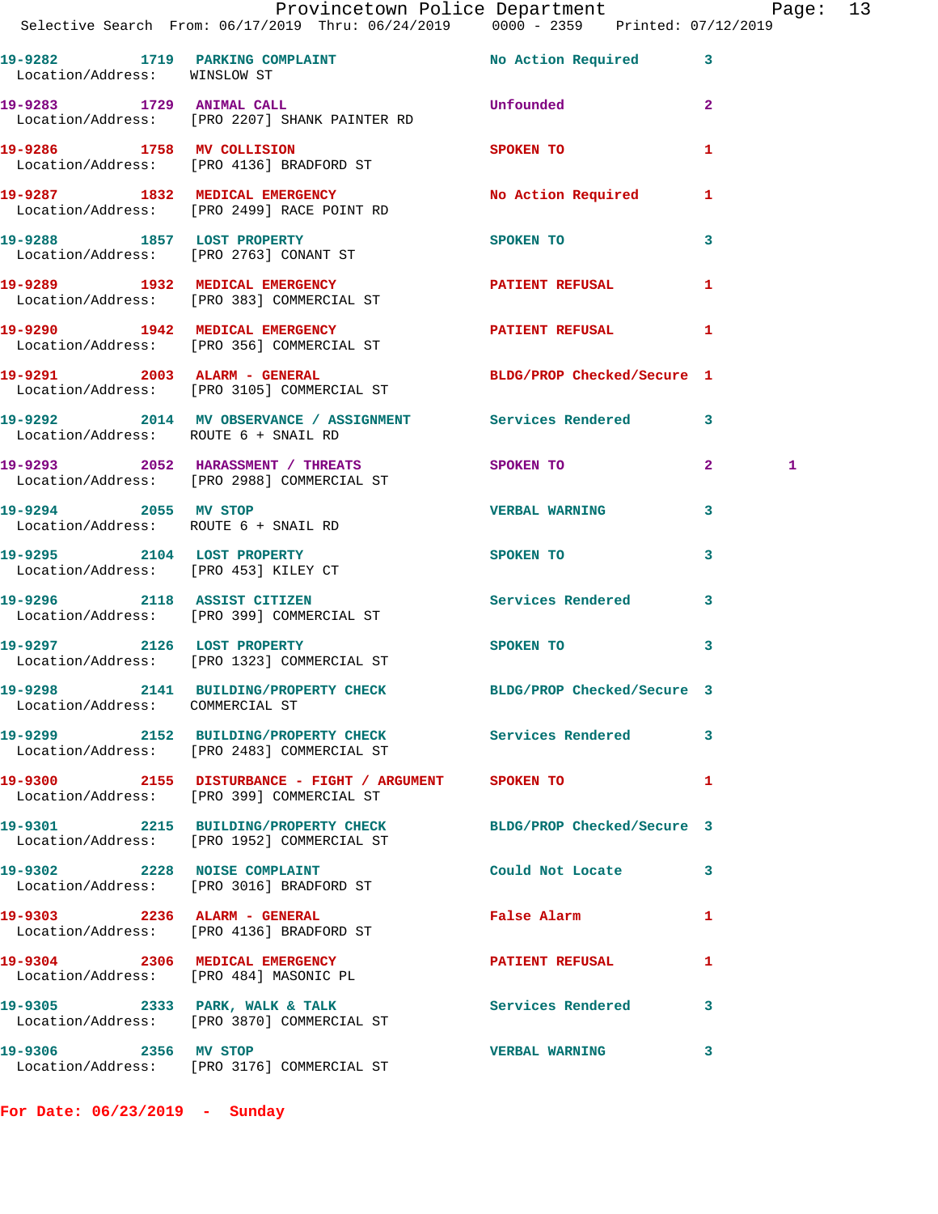| Call # | Time | Call Reason | Action | Priority | |
|---|---|---|---|---|---|
| 19-9282 | 1719 | PARKING COMPLAINT | No Action Required | 3 | |
| Location/Address: | | WINSLOW ST | | | |
| 19-9283 | 1729 | ANIMAL CALL | Unfounded | 2 | |
| Location/Address: | | [PRO 2207] SHANK PAINTER RD | | | |
| 19-9286 | 1758 | MV COLLISION | SPOKEN TO | 1 | |
| Location/Address: | | [PRO 4136] BRADFORD ST | | | |
| 19-9287 | 1832 | MEDICAL EMERGENCY | No Action Required | 1 | |
| Location/Address: | | [PRO 2499] RACE POINT RD | | | |
| 19-9288 | 1857 | LOST PROPERTY | SPOKEN TO | 3 | |
| Location/Address: | | [PRO 2763] CONANT ST | | | |
| 19-9289 | 1932 | MEDICAL EMERGENCY | PATIENT REFUSAL | 1 | |
| Location/Address: | | [PRO 383] COMMERCIAL ST | | | |
| 19-9290 | 1942 | MEDICAL EMERGENCY | PATIENT REFUSAL | 1 | |
| Location/Address: | | [PRO 356] COMMERCIAL ST | | | |
| 19-9291 | 2003 | ALARM - GENERAL | BLDG/PROP Checked/Secure | 1 | |
| Location/Address: | | [PRO 3105] COMMERCIAL ST | | | |
| 19-9292 | 2014 | MV OBSERVANCE / ASSIGNMENT | Services Rendered | 3 | |
| Location/Address: | | ROUTE 6 + SNAIL RD | | | |
| 19-9293 | 2052 | HARASSMENT / THREATS | SPOKEN TO | 2 | 1 |
| Location/Address: | | [PRO 2988] COMMERCIAL ST | | | |
| 19-9294 | 2055 | MV STOP | VERBAL WARNING | 3 | |
| Location/Address: | | ROUTE 6 + SNAIL RD | | | |
| 19-9295 | 2104 | LOST PROPERTY | SPOKEN TO | 3 | |
| Location/Address: | | [PRO 453] KILEY CT | | | |
| 19-9296 | 2118 | ASSIST CITIZEN | Services Rendered | 3 | |
| Location/Address: | | [PRO 399] COMMERCIAL ST | | | |
| 19-9297 | 2126 | LOST PROPERTY | SPOKEN TO | 3 | |
| Location/Address: | | [PRO 1323] COMMERCIAL ST | | | |
| 19-9298 | 2141 | BUILDING/PROPERTY CHECK | BLDG/PROP Checked/Secure | 3 | |
| Location/Address: | | COMMERCIAL ST | | | |
| 19-9299 | 2152 | BUILDING/PROPERTY CHECK | Services Rendered | 3 | |
| Location/Address: | | [PRO 2483] COMMERCIAL ST | | | |
| 19-9300 | 2155 | DISTURBANCE - FIGHT / ARGUMENT | SPOKEN TO | 1 | |
| Location/Address: | | [PRO 399] COMMERCIAL ST | | | |
| 19-9301 | 2215 | BUILDING/PROPERTY CHECK | BLDG/PROP Checked/Secure | 3 | |
| Location/Address: | | [PRO 1952] COMMERCIAL ST | | | |
| 19-9302 | 2228 | NOISE COMPLAINT | Could Not Locate | 3 | |
| Location/Address: | | [PRO 3016] BRADFORD ST | | | |
| 19-9303 | 2236 | ALARM - GENERAL | False Alarm | 1 | |
| Location/Address: | | [PRO 4136] BRADFORD ST | | | |
| 19-9304 | 2306 | MEDICAL EMERGENCY | PATIENT REFUSAL | 1 | |
| Location/Address: | | [PRO 484] MASONIC PL | | | |
| 19-9305 | 2333 | PARK, WALK & TALK | Services Rendered | 3 | |
| Location/Address: | | [PRO 3870] COMMERCIAL ST | | | |
| 19-9306 | 2356 | MV STOP | VERBAL WARNING | 3 | |
| Location/Address: | | [PRO 3176] COMMERCIAL ST | | | |

**For Date: 06/23/2019 - Sunday**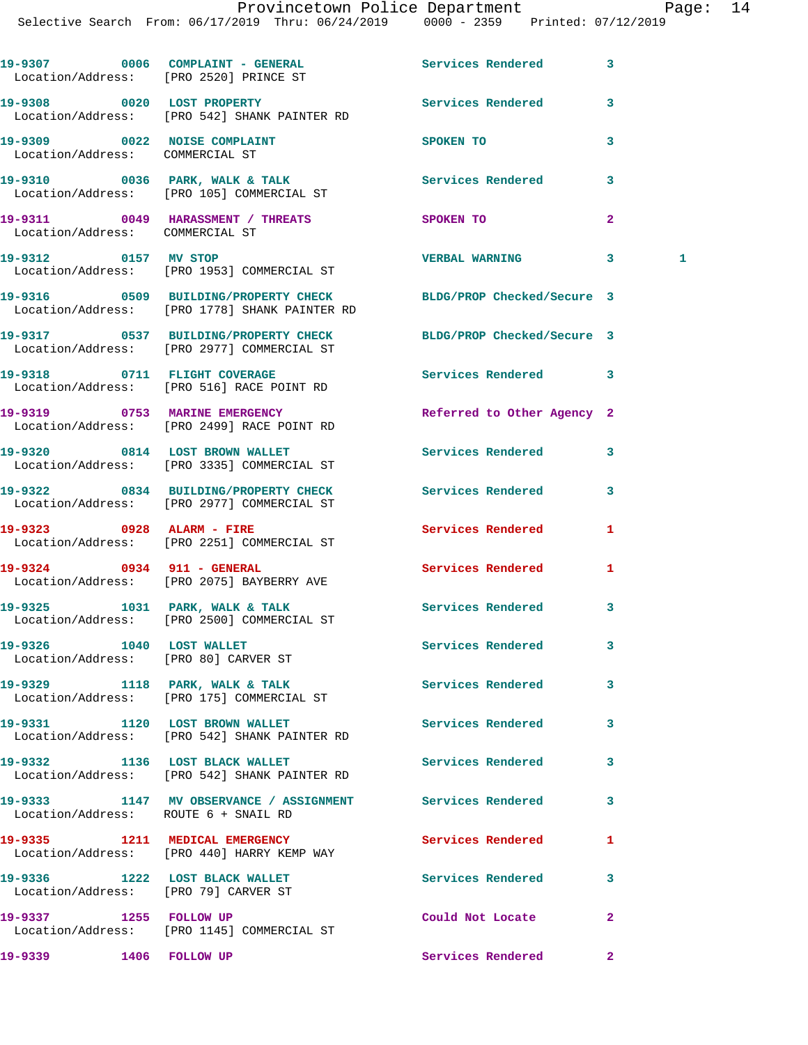| Call Number | Time | Call Reason | Action | Priority | |
|---|---|---|---|---|---|
| 19-9307 | 0006 | COMPLAINT - GENERAL | Services Rendered | 3 | |
| Location/Address: | | [PRO 2520] PRINCE ST | | | |
| 19-9308 | 0020 | LOST PROPERTY | Services Rendered | 3 | |
| Location/Address: | | [PRO 542] SHANK PAINTER RD | | | |
| 19-9309 | 0022 | NOISE COMPLAINT | SPOKEN TO | 3 | |
| Location/Address: | | COMMERCIAL ST | | | |
| 19-9310 | 0036 | PARK, WALK & TALK | Services Rendered | 3 | |
| Location/Address: | | [PRO 105] COMMERCIAL ST | | | |
| 19-9311 | 0049 | HARASSMENT / THREATS | SPOKEN TO | 2 | |
| Location/Address: | | COMMERCIAL ST | | | |
| 19-9312 | 0157 | MV STOP | VERBAL WARNING | 3 | 1 |
| Location/Address: | | [PRO 1953] COMMERCIAL ST | | | |
| 19-9316 | 0509 | BUILDING/PROPERTY CHECK | BLDG/PROP Checked/Secure | 3 | |
| Location/Address: | | [PRO 1778] SHANK PAINTER RD | | | |
| 19-9317 | 0537 | BUILDING/PROPERTY CHECK | BLDG/PROP Checked/Secure | 3 | |
| Location/Address: | | [PRO 2977] COMMERCIAL ST | | | |
| 19-9318 | 0711 | FLIGHT COVERAGE | Services Rendered | 3 | |
| Location/Address: | | [PRO 516] RACE POINT RD | | | |
| 19-9319 | 0753 | MARINE EMERGENCY | Referred to Other Agency | 2 | |
| Location/Address: | | [PRO 2499] RACE POINT RD | | | |
| 19-9320 | 0814 | LOST BROWN WALLET | Services Rendered | 3 | |
| Location/Address: | | [PRO 3335] COMMERCIAL ST | | | |
| 19-9322 | 0834 | BUILDING/PROPERTY CHECK | Services Rendered | 3 | |
| Location/Address: | | [PRO 2977] COMMERCIAL ST | | | |
| 19-9323 | 0928 | ALARM - FIRE | Services Rendered | 1 | |
| Location/Address: | | [PRO 2251] COMMERCIAL ST | | | |
| 19-9324 | 0934 | 911 - GENERAL | Services Rendered | 1 | |
| Location/Address: | | [PRO 2075] BAYBERRY AVE | | | |
| 19-9325 | 1031 | PARK, WALK & TALK | Services Rendered | 3 | |
| Location/Address: | | [PRO 2500] COMMERCIAL ST | | | |
| 19-9326 | 1040 | LOST WALLET | Services Rendered | 3 | |
| Location/Address: | | [PRO 80] CARVER ST | | | |
| 19-9329 | 1118 | PARK, WALK & TALK | Services Rendered | 3 | |
| Location/Address: | | [PRO 175] COMMERCIAL ST | | | |
| 19-9331 | 1120 | LOST BROWN WALLET | Services Rendered | 3 | |
| Location/Address: | | [PRO 542] SHANK PAINTER RD | | | |
| 19-9332 | 1136 | LOST BLACK WALLET | Services Rendered | 3 | |
| Location/Address: | | [PRO 542] SHANK PAINTER RD | | | |
| 19-9333 | 1147 | MV OBSERVANCE / ASSIGNMENT | Services Rendered | 3 | |
| Location/Address: | | ROUTE 6 + SNAIL RD | | | |
| 19-9335 | 1211 | MEDICAL EMERGENCY | Services Rendered | 1 | |
| Location/Address: | | [PRO 440] HARRY KEMP WAY | | | |
| 19-9336 | 1222 | LOST BLACK WALLET | Services Rendered | 3 | |
| Location/Address: | | [PRO 79] CARVER ST | | | |
| 19-9337 | 1255 | FOLLOW UP | Could Not Locate | 2 | |
| Location/Address: | | [PRO 1145] COMMERCIAL ST | | | |
| 19-9339 | 1406 | FOLLOW UP | Services Rendered | 2 | |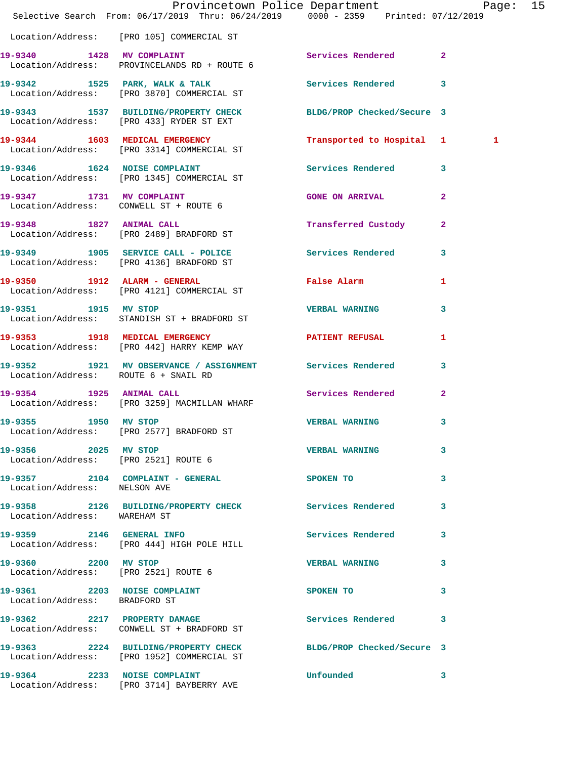Location/Address: [PRO 105] COMMERCIAL ST

| Call # | Time | Call Reason | Action | Priority | |
|---|---|---|---|---|---|
| 19-9340 | 1428 | MV COMPLAINT | Services Rendered | 2 | |
| | | Location/Address: PROVINCELANDS RD + ROUTE 6 | | | |
| 19-9342 | 1525 | PARK, WALK & TALK | Services Rendered | 3 | |
| | | Location/Address: [PRO 3870] COMMERCIAL ST | | | |
| 19-9343 | 1537 | BUILDING/PROPERTY CHECK | BLDG/PROP Checked/Secure | 3 | |
| | | Location/Address: [PRO 433] RYDER ST EXT | | | |
| 19-9344 | 1603 | MEDICAL EMERGENCY | Transported to Hospital | 1 | 1 |
| | | Location/Address: [PRO 3314] COMMERCIAL ST | | | |
| 19-9346 | 1624 | NOISE COMPLAINT | Services Rendered | 3 | |
| | | Location/Address: [PRO 1345] COMMERCIAL ST | | | |
| 19-9347 | 1731 | MV COMPLAINT | GONE ON ARRIVAL | 2 | |
| | | Location/Address: CONWELL ST + ROUTE 6 | | | |
| 19-9348 | 1827 | ANIMAL CALL | Transferred Custody | 2 | |
| | | Location/Address: [PRO 2489] BRADFORD ST | | | |
| 19-9349 | 1905 | SERVICE CALL - POLICE | Services Rendered | 3 | |
| | | Location/Address: [PRO 4136] BRADFORD ST | | | |
| 19-9350 | 1912 | ALARM - GENERAL | False Alarm | 1 | |
| | | Location/Address: [PRO 4121] COMMERCIAL ST | | | |
| 19-9351 | 1915 | MV STOP | VERBAL WARNING | 3 | |
| | | Location/Address: STANDISH ST + BRADFORD ST | | | |
| 19-9353 | 1918 | MEDICAL EMERGENCY | PATIENT REFUSAL | 1 | |
| | | Location/Address: [PRO 442] HARRY KEMP WAY | | | |
| 19-9352 | 1921 | MV OBSERVANCE / ASSIGNMENT | Services Rendered | 3 | |
| | | Location/Address: ROUTE 6 + SNAIL RD | | | |
| 19-9354 | 1925 | ANIMAL CALL | Services Rendered | 2 | |
| | | Location/Address: [PRO 3259] MACMILLAN WHARF | | | |
| 19-9355 | 1950 | MV STOP | VERBAL WARNING | 3 | |
| | | Location/Address: [PRO 2577] BRADFORD ST | | | |
| 19-9356 | 2025 | MV STOP | VERBAL WARNING | 3 | |
| | | Location/Address: [PRO 2521] ROUTE 6 | | | |
| 19-9357 | 2104 | COMPLAINT - GENERAL | SPOKEN TO | 3 | |
| | | Location/Address: NELSON AVE | | | |
| 19-9358 | 2126 | BUILDING/PROPERTY CHECK | Services Rendered | 3 | |
| | | Location/Address: WAREHAM ST | | | |
| 19-9359 | 2146 | GENERAL INFO | Services Rendered | 3 | |
| | | Location/Address: [PRO 444] HIGH POLE HILL | | | |
| 19-9360 | 2200 | MV STOP | VERBAL WARNING | 3 | |
| | | Location/Address: [PRO 2521] ROUTE 6 | | | |
| 19-9361 | 2203 | NOISE COMPLAINT | SPOKEN TO | 3 | |
| | | Location/Address: BRADFORD ST | | | |
| 19-9362 | 2217 | PROPERTY DAMAGE | Services Rendered | 3 | |
| | | Location/Address: CONWELL ST + BRADFORD ST | | | |
| 19-9363 | 2224 | BUILDING/PROPERTY CHECK | BLDG/PROP Checked/Secure | 3 | |
| | | Location/Address: [PRO 1952] COMMERCIAL ST | | | |
| 19-9364 | 2233 | NOISE COMPLAINT | Unfounded | 3 | |
| | | Location/Address: [PRO 3714] BAYBERRY AVE | | | |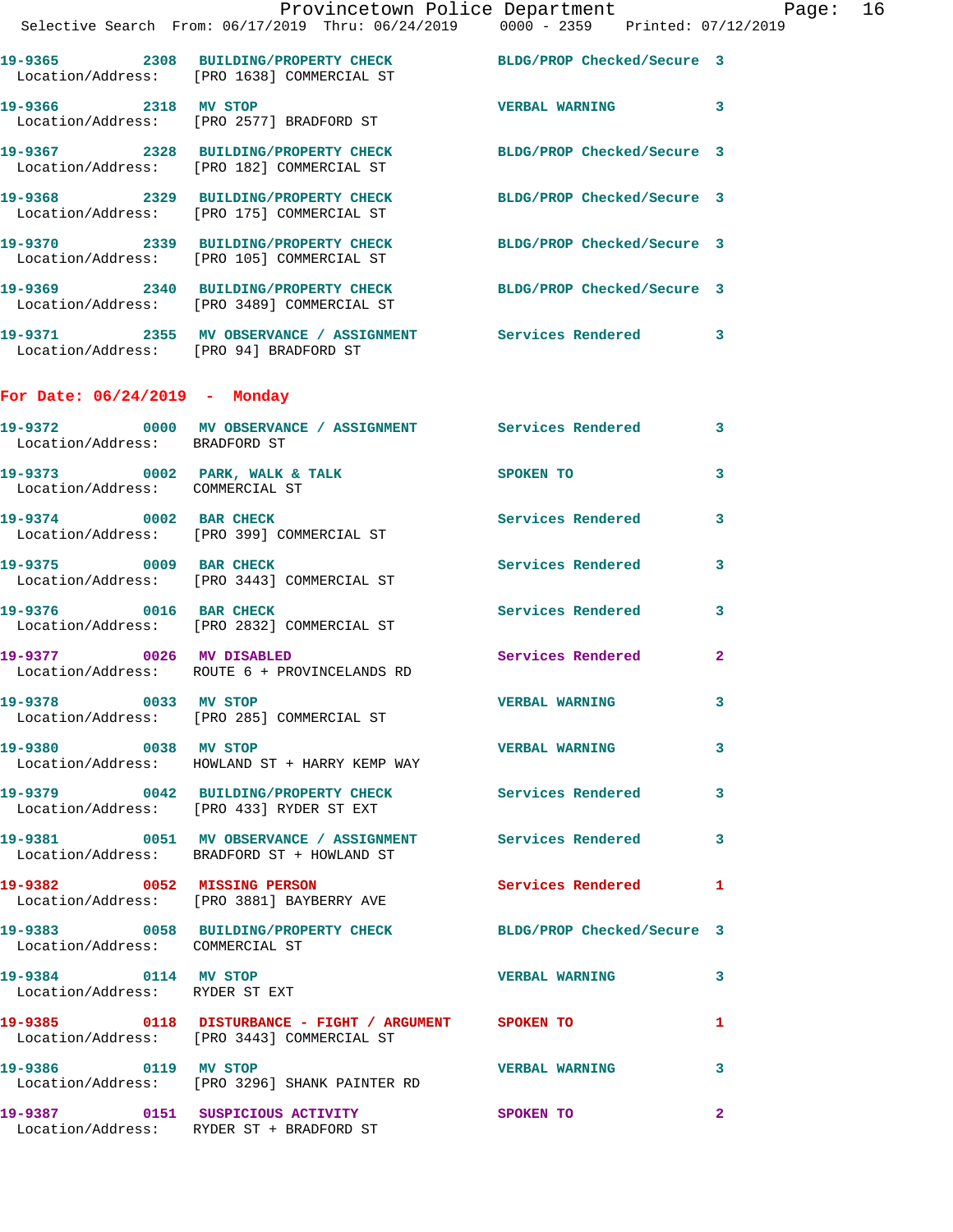19-9365 2308 BUILDING/PROPERTY CHECK BLDG/PROP Checked/Secure 3
Location/Address: [PRO 1638] COMMERCIAL ST

19-9366 2318 MV STOP VERBAL WARNING 3
Location/Address: [PRO 2577] BRADFORD ST

19-9367 2328 BUILDING/PROPERTY CHECK BLDG/PROP Checked/Secure 3
Location/Address: [PRO 182] COMMERCIAL ST

19-9368 2329 BUILDING/PROPERTY CHECK BLDG/PROP Checked/Secure 3
Location/Address: [PRO 175] COMMERCIAL ST

19-9370 2339 BUILDING/PROPERTY CHECK BLDG/PROP Checked/Secure 3
Location/Address: [PRO 105] COMMERCIAL ST

19-9369 2340 BUILDING/PROPERTY CHECK BLDG/PROP Checked/Secure 3
Location/Address: [PRO 3489] COMMERCIAL ST

19-9371 2355 MV OBSERVANCE / ASSIGNMENT Services Rendered 3
Location/Address: [PRO 94] BRADFORD ST

## For Date: 06/24/2019 - Monday

19-9372 0000 MV OBSERVANCE / ASSIGNMENT Services Rendered 3
Location/Address: BRADFORD ST

19-9373 0002 PARK, WALK & TALK SPOKEN TO 3
Location/Address: COMMERCIAL ST

19-9374 0002 BAR CHECK Services Rendered 3
Location/Address: [PRO 399] COMMERCIAL ST

19-9375 0009 BAR CHECK Services Rendered 3
Location/Address: [PRO 3443] COMMERCIAL ST

19-9376 0016 BAR CHECK Services Rendered 3
Location/Address: [PRO 2832] COMMERCIAL ST

19-9377 0026 MV DISABLED Services Rendered 2
Location/Address: ROUTE 6 + PROVINCELANDS RD

19-9378 0033 MV STOP VERBAL WARNING 3
Location/Address: [PRO 285] COMMERCIAL ST

19-9380 0038 MV STOP VERBAL WARNING 3
Location/Address: HOWLAND ST + HARRY KEMP WAY

19-9379 0042 BUILDING/PROPERTY CHECK Services Rendered 3
Location/Address: [PRO 433] RYDER ST EXT

19-9381 0051 MV OBSERVANCE / ASSIGNMENT Services Rendered 3
Location/Address: BRADFORD ST + HOWLAND ST

19-9382 0052 MISSING PERSON Services Rendered 1
Location/Address: [PRO 3881] BAYBERRY AVE

19-9383 0058 BUILDING/PROPERTY CHECK BLDG/PROP Checked/Secure 3
Location/Address: COMMERCIAL ST

19-9384 0114 MV STOP VERBAL WARNING 3
Location/Address: RYDER ST EXT

19-9385 0118 DISTURBANCE - FIGHT / ARGUMENT SPOKEN TO 1
Location/Address: [PRO 3443] COMMERCIAL ST

19-9386 0119 MV STOP VERBAL WARNING 3
Location/Address: [PRO 3296] SHANK PAINTER RD

19-9387 0151 SUSPICIOUS ACTIVITY SPOKEN TO 2
Location/Address: RYDER ST + BRADFORD ST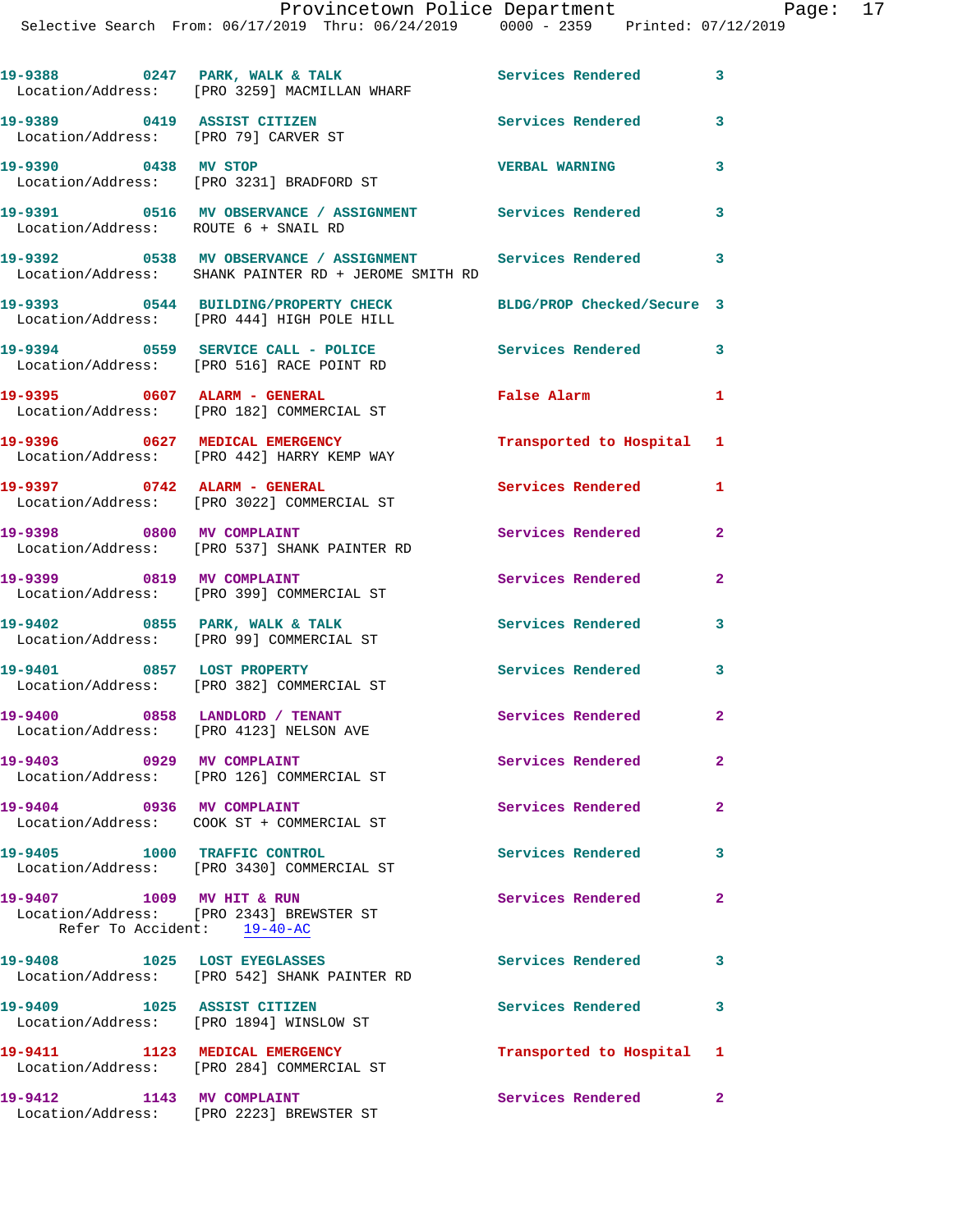19-9388 0247 PARK, WALK & TALK Services Rendered 3
Location/Address: [PRO 3259] MACMILLAN WHARF

19-9389 0419 ASSIST CITIZEN Services Rendered 3
Location/Address: [PRO 79] CARVER ST

19-9390 0438 MV STOP VERBAL WARNING 3
Location/Address: [PRO 3231] BRADFORD ST

19-9391 0516 MV OBSERVANCE / ASSIGNMENT Services Rendered 3
Location/Address: ROUTE 6 + SNAIL RD

19-9392 0538 MV OBSERVANCE / ASSIGNMENT Services Rendered 3
Location/Address: SHANK PAINTER RD + JEROME SMITH RD

19-9393 0544 BUILDING/PROPERTY CHECK BLDG/PROP Checked/Secure 3
Location/Address: [PRO 444] HIGH POLE HILL

19-9394 0559 SERVICE CALL - POLICE Services Rendered 3
Location/Address: [PRO 516] RACE POINT RD

19-9395 0607 ALARM - GENERAL False Alarm 1
Location/Address: [PRO 182] COMMERCIAL ST

19-9396 0627 MEDICAL EMERGENCY Transported to Hospital 1
Location/Address: [PRO 442] HARRY KEMP WAY

19-9397 0742 ALARM - GENERAL Services Rendered 1
Location/Address: [PRO 3022] COMMERCIAL ST

19-9398 0800 MV COMPLAINT Services Rendered 2
Location/Address: [PRO 537] SHANK PAINTER RD

19-9399 0819 MV COMPLAINT Services Rendered 2
Location/Address: [PRO 399] COMMERCIAL ST

19-9402 0855 PARK, WALK & TALK Services Rendered 3
Location/Address: [PRO 99] COMMERCIAL ST

19-9401 0857 LOST PROPERTY Services Rendered 3
Location/Address: [PRO 382] COMMERCIAL ST

19-9400 0858 LANDLORD / TENANT Services Rendered 2
Location/Address: [PRO 4123] NELSON AVE

19-9403 0929 MV COMPLAINT Services Rendered 2
Location/Address: [PRO 126] COMMERCIAL ST

19-9404 0936 MV COMPLAINT Services Rendered 2
Location/Address: COOK ST + COMMERCIAL ST

19-9405 1000 TRAFFIC CONTROL Services Rendered 3
Location/Address: [PRO 3430] COMMERCIAL ST

19-9407 1009 MV HIT & RUN Services Rendered 2
Location/Address: [PRO 2343] BREWSTER ST
Refer To Accident: 19-40-AC

19-9408 1025 LOST EYEGLASSES Services Rendered 3
Location/Address: [PRO 542] SHANK PAINTER RD

19-9409 1025 ASSIST CITIZEN Services Rendered 3
Location/Address: [PRO 1894] WINSLOW ST

19-9411 1123 MEDICAL EMERGENCY Transported to Hospital 1
Location/Address: [PRO 284] COMMERCIAL ST

19-9412 1143 MV COMPLAINT Services Rendered 2
Location/Address: [PRO 2223] BREWSTER ST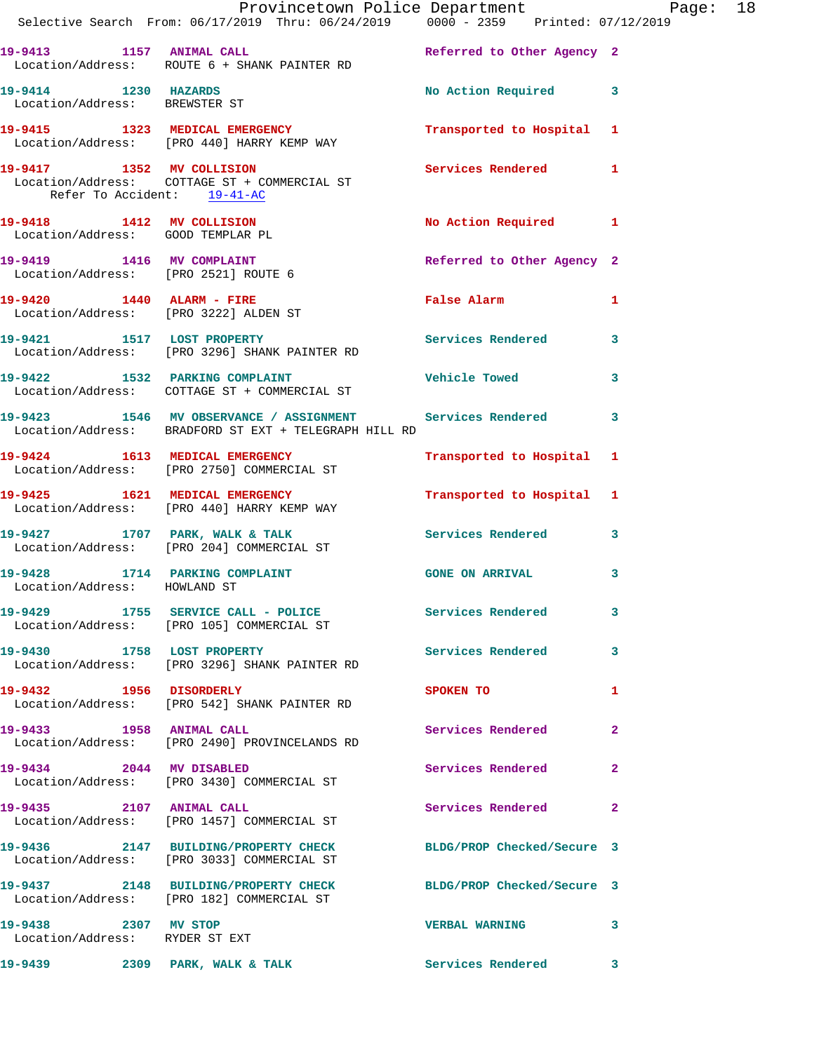19-9413 1157 ANIMAL CALL Referred to Other Agency 2
Location/Address: ROUTE 6 + SHANK PAINTER RD

19-9414 1230 HAZARDS No Action Required 3
Location/Address: BREWSTER ST

19-9415 1323 MEDICAL EMERGENCY Transported to Hospital 1
Location/Address: [PRO 440] HARRY KEMP WAY

19-9417 1352 MV COLLISION Services Rendered 1
Location/Address: COTTAGE ST + COMMERCIAL ST
Refer To Accident: 19-41-AC

19-9418 1412 MV COLLISION No Action Required 1
Location/Address: GOOD TEMPLAR PL

19-9419 1416 MV COMPLAINT Referred to Other Agency 2
Location/Address: [PRO 2521] ROUTE 6

19-9420 1440 ALARM - FIRE False Alarm 1
Location/Address: [PRO 3222] ALDEN ST

19-9421 1517 LOST PROPERTY Services Rendered 3
Location/Address: [PRO 3296] SHANK PAINTER RD

19-9422 1532 PARKING COMPLAINT Vehicle Towed 3
Location/Address: COTTAGE ST + COMMERCIAL ST

19-9423 1546 MV OBSERVANCE / ASSIGNMENT Services Rendered 3
Location/Address: BRADFORD ST EXT + TELEGRAPH HILL RD

19-9424 1613 MEDICAL EMERGENCY Transported to Hospital 1
Location/Address: [PRO 2750] COMMERCIAL ST

19-9425 1621 MEDICAL EMERGENCY Transported to Hospital 1
Location/Address: [PRO 440] HARRY KEMP WAY

19-9427 1707 PARK, WALK & TALK Services Rendered 3
Location/Address: [PRO 204] COMMERCIAL ST

19-9428 1714 PARKING COMPLAINT GONE ON ARRIVAL 3
Location/Address: HOWLAND ST

19-9429 1755 SERVICE CALL - POLICE Services Rendered 3
Location/Address: [PRO 105] COMMERCIAL ST

19-9430 1758 LOST PROPERTY Services Rendered 3
Location/Address: [PRO 3296] SHANK PAINTER RD

19-9432 1956 DISORDERLY SPOKEN TO 1
Location/Address: [PRO 542] SHANK PAINTER RD

19-9433 1958 ANIMAL CALL Services Rendered 2
Location/Address: [PRO 2490] PROVINCELANDS RD

19-9434 2044 MV DISABLED Services Rendered 2
Location/Address: [PRO 3430] COMMERCIAL ST

19-9435 2107 ANIMAL CALL Services Rendered 2
Location/Address: [PRO 1457] COMMERCIAL ST

19-9436 2147 BUILDING/PROPERTY CHECK BLDG/PROP Checked/Secure 3
Location/Address: [PRO 3033] COMMERCIAL ST

19-9437 2148 BUILDING/PROPERTY CHECK BLDG/PROP Checked/Secure 3
Location/Address: [PRO 182] COMMERCIAL ST

19-9438 2307 MV STOP VERBAL WARNING 3
Location/Address: RYDER ST EXT

19-9439 2309 PARK, WALK & TALK Services Rendered 3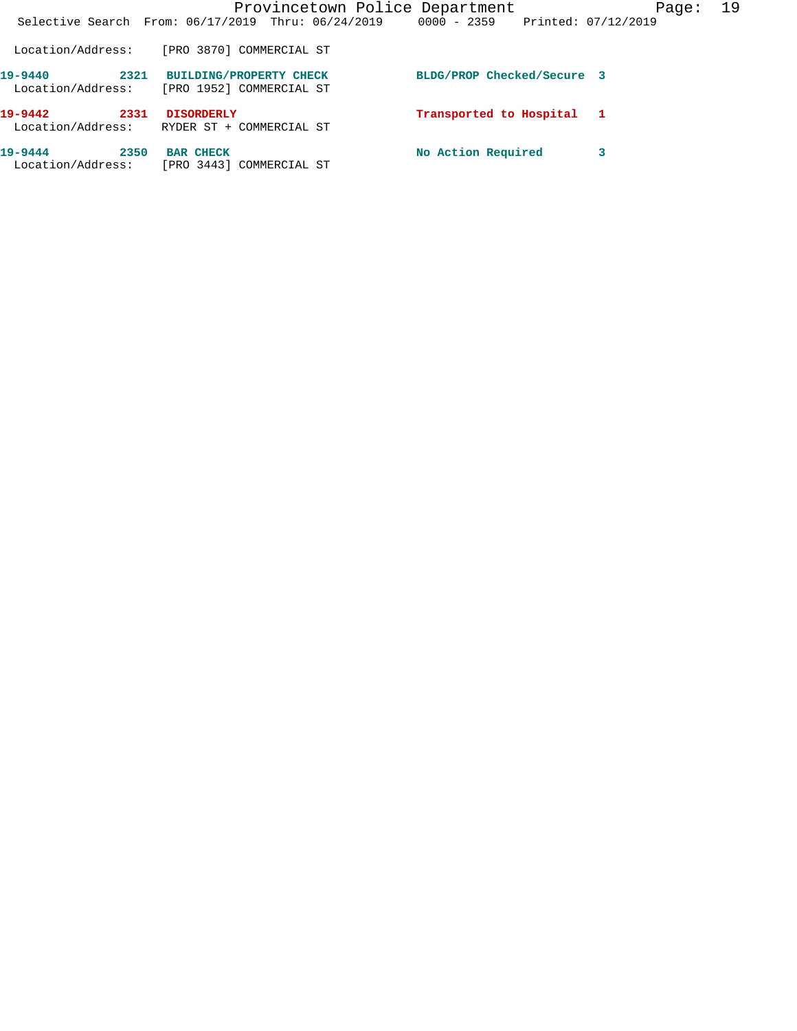Location/Address: [PRO 3870] COMMERCIAL ST

**19-9440** **2321** **BUILDING/PROPERTY CHECK** **BLDG/PROP Checked/Secure 3**
Location/Address: [PRO 1952] COMMERCIAL ST

**19-9442** **2331** **DISORDERLY** **Transported to Hospital 1**
Location/Address: RYDER ST + COMMERCIAL ST

**19-9444** **2350** **BAR CHECK** **No Action Required 3**
Location/Address: [PRO 3443] COMMERCIAL ST